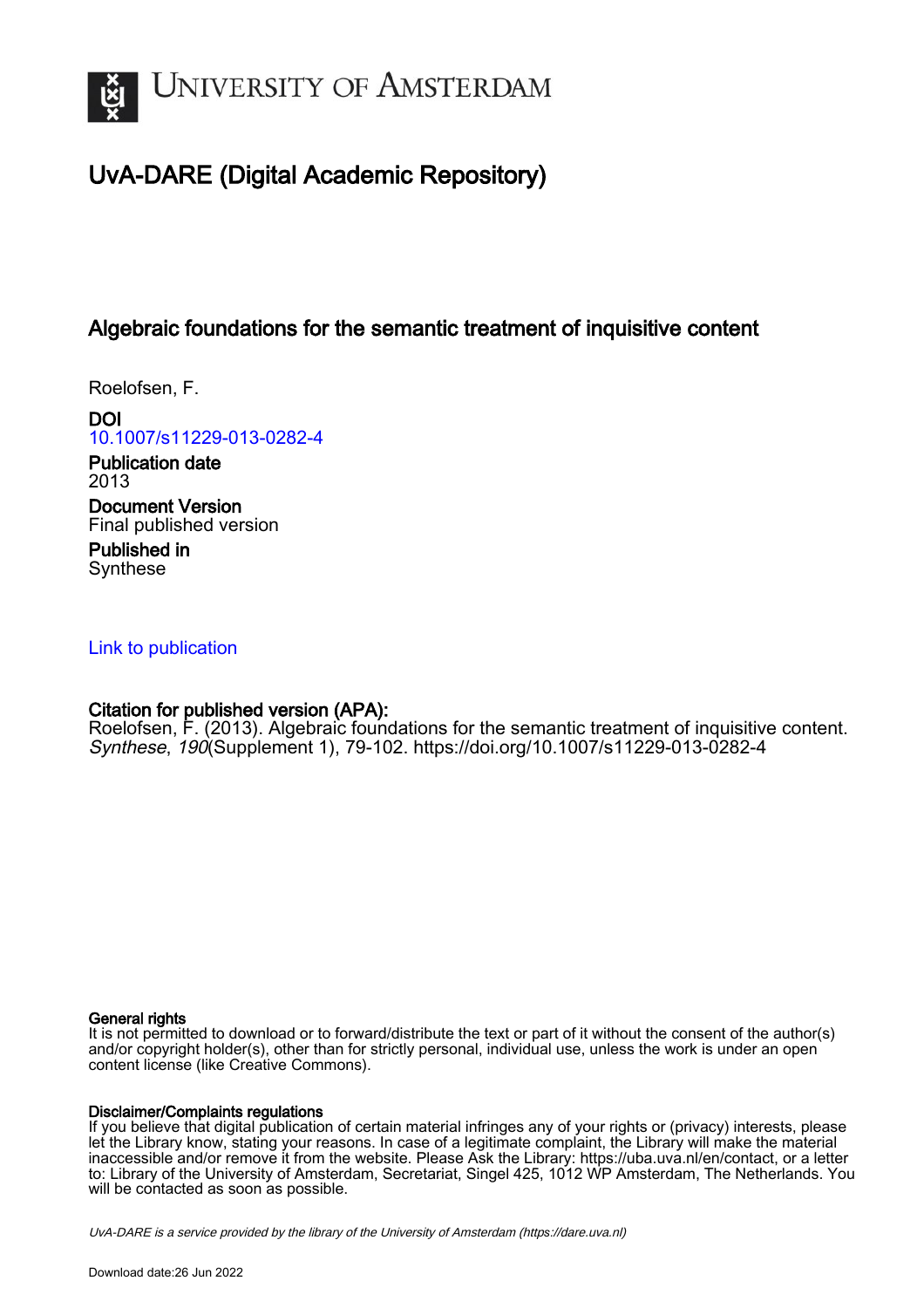# UvA-DARE (Digital Academic Repository)

## Algebraic foundations for the semantic treatment of inquisitive content

Roelofsen, F.

**DOI**
10.1007/s11229-013-0282-4

**Publication date**
2013

**Document Version**
Final published version

**Published in**
Synthese

Link to publication

**Citation for published version (APA):**
Roelofsen, F. (2013). Algebraic foundations for the semantic treatment of inquisitive content. *Synthese*, *190*(Supplement 1), 79-102. https://doi.org/10.1007/s11229-013-0282-4

**General rights**
It is not permitted to download or to forward/distribute the text or part of it without the consent of the author(s) and/or copyright holder(s), other than for strictly personal, individual use, unless the work is under an open content license (like Creative Commons).

**Disclaimer/Complaints regulations**
If you believe that digital publication of certain material infringes any of your rights or (privacy) interests, please let the Library know, stating your reasons. In case of a legitimate complaint, the Library will make the material inaccessible and/or remove it from the website. Please Ask the Library: https://uba.uva.nl/en/contact, or a letter to: Library of the University of Amsterdam, Secretariat, Singel 425, 1012 WP Amsterdam, The Netherlands. You will be contacted as soon as possible.

*UvA-DARE is a service provided by the library of the University of Amsterdam (https://dare.uva.nl)*

Download date:26 Jun 2022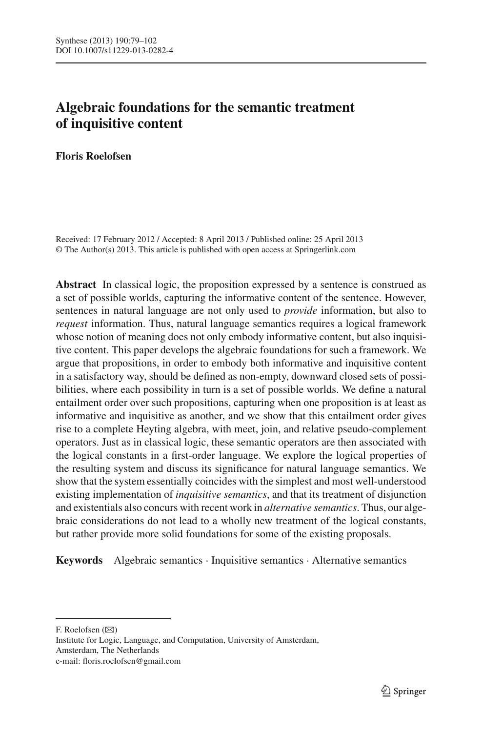# Algebraic foundations for the semantic treatment of inquisitive content

**Floris Roelofsen**

Received: 17 February 2012 / Accepted: 8 April 2013 / Published online: 25 April 2013
© The Author(s) 2013. This article is published with open access at Springerlink.com

**Abstract** In classical logic, the proposition expressed by a sentence is construed as a set of possible worlds, capturing the informative content of the sentence. However, sentences in natural language are not only used to *provide* information, but also to *request* information. Thus, natural language semantics requires a logical framework whose notion of meaning does not only embody informative content, but also inquisitive content. This paper develops the algebraic foundations for such a framework. We argue that propositions, in order to embody both informative and inquisitive content in a satisfactory way, should be defined as non-empty, downward closed sets of possibilities, where each possibility in turn is a set of possible worlds. We define a natural entailment order over such propositions, capturing when one proposition is at least as informative and inquisitive as another, and we show that this entailment order gives rise to a complete Heyting algebra, with meet, join, and relative pseudo-complement operators. Just as in classical logic, these semantic operators are then associated with the logical constants in a first-order language. We explore the logical properties of the resulting system and discuss its significance for natural language semantics. We show that the system essentially coincides with the simplest and most well-understood existing implementation of *inquisitive semantics*, and that its treatment of disjunction and existentials also concurs with recent work in *alternative semantics*. Thus, our algebraic considerations do not lead to a wholly new treatment of the logical constants, but rather provide more solid foundations for some of the existing proposals.

**Keywords** Algebraic semantics · Inquisitive semantics · Alternative semantics

---

F. Roelofsen (✉)
Institute for Logic, Language, and Computation, University of Amsterdam,
Amsterdam, The Netherlands
e-mail: floris.roelofsen@gmail.com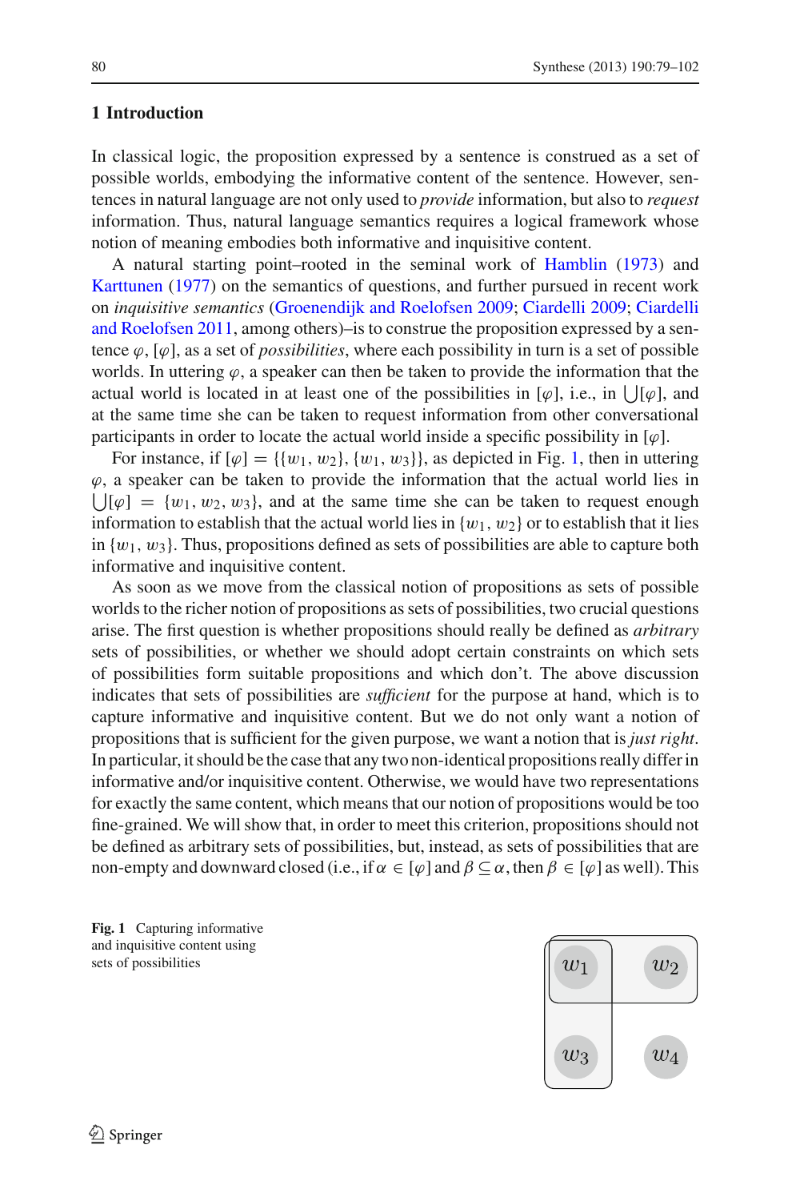## 1 Introduction

In classical logic, the proposition expressed by a sentence is construed as a set of possible worlds, embodying the informative content of the sentence. However, sentences in natural language are not only used to *provide* information, but also to *request* information. Thus, natural language semantics requires a logical framework whose notion of meaning embodies both informative and inquisitive content.

A natural starting point–rooted in the seminal work of Hamblin (1973) and Karttunen (1977) on the semantics of questions, and further pursued in recent work on *inquisitive semantics* (Groenendijk and Roelofsen 2009; Ciardelli 2009; Ciardelli and Roelofsen 2011, among others)–is to construe the proposition expressed by a sentence $\varphi$, $[\varphi]$, as a set of *possibilities*, where each possibility in turn is a set of possible worlds. In uttering $\varphi$, a speaker can then be taken to provide the information that the actual world is located in at least one of the possibilities in $[\varphi]$, i.e., in $\bigcup[\varphi]$, and at the same time she can be taken to request information from other conversational participants in order to locate the actual world inside a specific possibility in $[\varphi]$.

For instance, if $[\varphi] = \{\{w_1, w_2\}, \{w_1, w_3\}\}$, as depicted in Fig. 1, then in uttering $\varphi$, a speaker can be taken to provide the information that the actual world lies in $\bigcup[\varphi] = \{w_1, w_2, w_3\}$, and at the same time she can be taken to request enough information to establish that the actual world lies in $\{w_1, w_2\}$ or to establish that it lies in $\{w_1, w_3\}$. Thus, propositions defined as sets of possibilities are able to capture both informative and inquisitive content.

As soon as we move from the classical notion of propositions as sets of possible worlds to the richer notion of propositions as sets of possibilities, two crucial questions arise. The first question is whether propositions should really be defined as *arbitrary* sets of possibilities, or whether we should adopt certain constraints on which sets of possibilities form suitable propositions and which don't. The above discussion indicates that sets of possibilities are *sufficient* for the purpose at hand, which is to capture informative and inquisitive content. But we do not only want a notion of propositions that is sufficient for the given purpose, we want a notion that is *just right*. In particular, it should be the case that any two non-identical propositions really differ in informative and/or inquisitive content. Otherwise, we would have two representations for exactly the same content, which means that our notion of propositions would be too fine-grained. We will show that, in order to meet this criterion, propositions should not be defined as arbitrary sets of possibilities, but, instead, as sets of possibilities that are non-empty and downward closed (i.e., if $\alpha \in [\varphi]$ and $\beta \subseteq \alpha$, then $\beta \in [\varphi]$ as well). This

**Fig. 1** Capturing informative and inquisitive content using sets of possibilities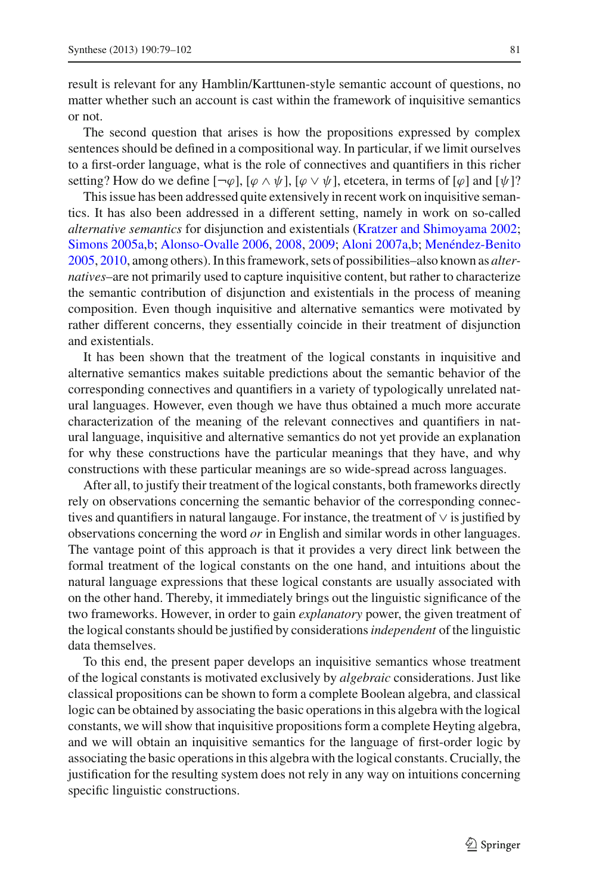result is relevant for any Hamblin/Karttunen-style semantic account of questions, no matter whether such an account is cast within the framework of inquisitive semantics or not.

The second question that arises is how the propositions expressed by complex sentences should be defined in a compositional way. In particular, if we limit ourselves to a first-order language, what is the role of connectives and quantifiers in this richer setting? How do we define $[\neg\varphi]$, $[\varphi \wedge \psi]$, $[\varphi \vee \psi]$, etcetera, in terms of $[\varphi]$ and $[\psi]$?

This issue has been addressed quite extensively in recent work on inquisitive semantics. It has also been addressed in a different setting, namely in work on so-called *alternative semantics* for disjunction and existentials (Kratzer and Shimoyama 2002; Simons 2005a,b; Alonso-Ovalle 2006, 2008, 2009; Aloni 2007a,b; Menéndez-Benito 2005, 2010, among others). In this framework, sets of possibilities–also known as *alternatives*–are not primarily used to capture inquisitive content, but rather to characterize the semantic contribution of disjunction and existentials in the process of meaning composition. Even though inquisitive and alternative semantics were motivated by rather different concerns, they essentially coincide in their treatment of disjunction and existentials.

It has been shown that the treatment of the logical constants in inquisitive and alternative semantics makes suitable predictions about the semantic behavior of the corresponding connectives and quantifiers in a variety of typologically unrelated natural languages. However, even though we have thus obtained a much more accurate characterization of the meaning of the relevant connectives and quantifiers in natural language, inquisitive and alternative semantics do not yet provide an explanation for why these constructions have the particular meanings that they have, and why constructions with these particular meanings are so wide-spread across languages.

After all, to justify their treatment of the logical constants, both frameworks directly rely on observations concerning the semantic behavior of the corresponding connectives and quantifiers in natural langauge. For instance, the treatment of $\vee$ is justified by observations concerning the word *or* in English and similar words in other languages. The vantage point of this approach is that it provides a very direct link between the formal treatment of the logical constants on the one hand, and intuitions about the natural language expressions that these logical constants are usually associated with on the other hand. Thereby, it immediately brings out the linguistic significance of the two frameworks. However, in order to gain *explanatory* power, the given treatment of the logical constants should be justified by considerations *independent* of the linguistic data themselves.

To this end, the present paper develops an inquisitive semantics whose treatment of the logical constants is motivated exclusively by *algebraic* considerations. Just like classical propositions can be shown to form a complete Boolean algebra, and classical logic can be obtained by associating the basic operations in this algebra with the logical constants, we will show that inquisitive propositions form a complete Heyting algebra, and we will obtain an inquisitive semantics for the language of first-order logic by associating the basic operations in this algebra with the logical constants. Crucially, the justification for the resulting system does not rely in any way on intuitions concerning specific linguistic constructions.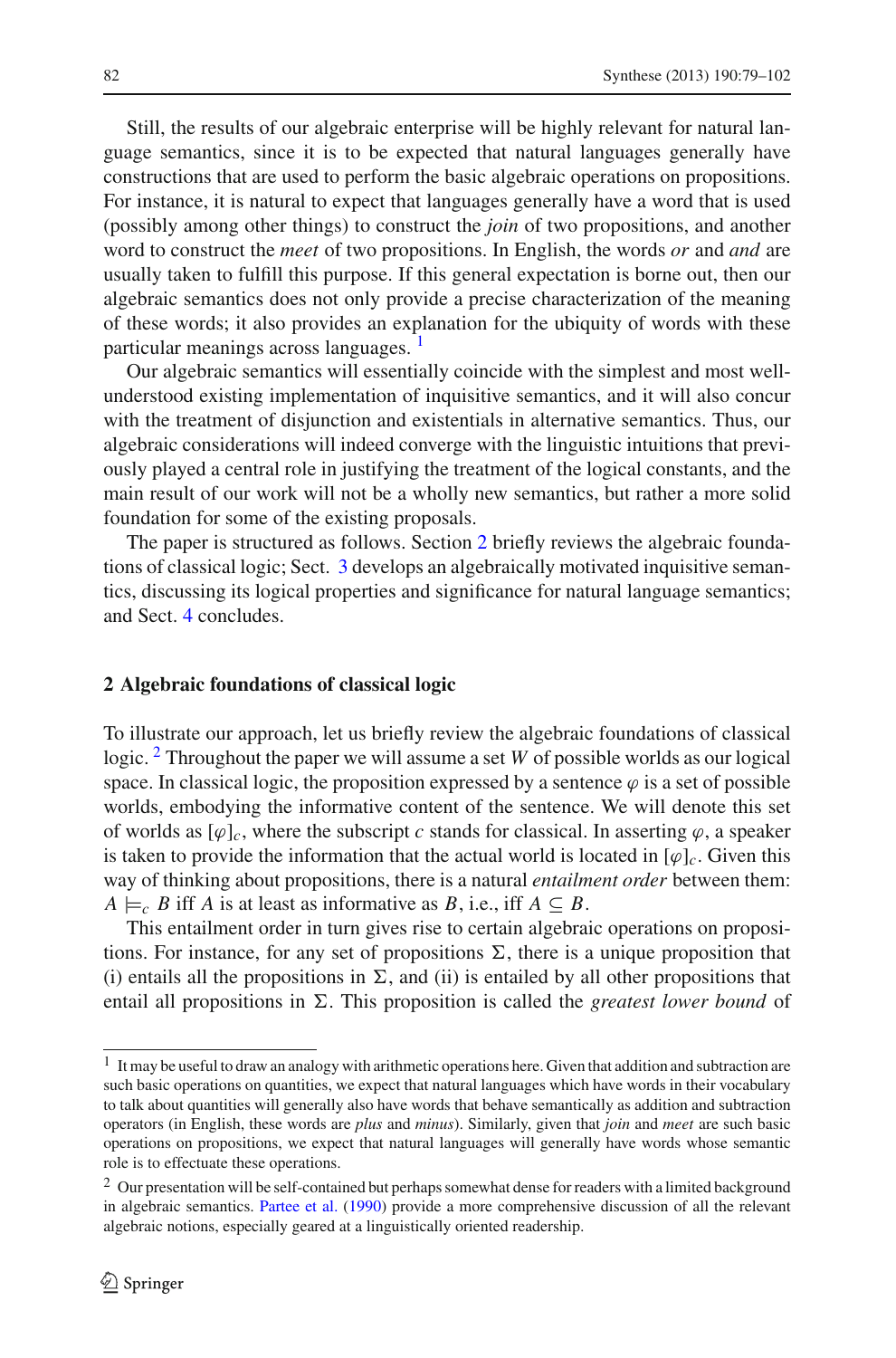Still, the results of our algebraic enterprise will be highly relevant for natural language semantics, since it is to be expected that natural languages generally have constructions that are used to perform the basic algebraic operations on propositions. For instance, it is natural to expect that languages generally have a word that is used (possibly among other things) to construct the *join* of two propositions, and another word to construct the *meet* of two propositions. In English, the words *or* and *and* are usually taken to fulfill this purpose. If this general expectation is borne out, then our algebraic semantics does not only provide a precise characterization of the meaning of these words; it also provides an explanation for the ubiquity of words with these particular meanings across languages. [1]

Our algebraic semantics will essentially coincide with the simplest and most well-understood existing implementation of inquisitive semantics, and it will also concur with the treatment of disjunction and existentials in alternative semantics. Thus, our algebraic considerations will indeed converge with the linguistic intuitions that previously played a central role in justifying the treatment of the logical constants, and the main result of our work will not be a wholly new semantics, but rather a more solid foundation for some of the existing proposals.

The paper is structured as follows. Section 2 briefly reviews the algebraic foundations of classical logic; Sect. 3 develops an algebraically motivated inquisitive semantics, discussing its logical properties and significance for natural language semantics; and Sect. 4 concludes.

## 2 Algebraic foundations of classical logic

To illustrate our approach, let us briefly review the algebraic foundations of classical logic. [2] Throughout the paper we will assume a set $W$ of possible worlds as our logical space. In classical logic, the proposition expressed by a sentence $\varphi$ is a set of possible worlds, embodying the informative content of the sentence. We will denote this set of worlds as $[\varphi]_c$, where the subscript $c$ stands for classical. In asserting $\varphi$, a speaker is taken to provide the information that the actual world is located in $[\varphi]_c$. Given this way of thinking about propositions, there is a natural *entailment order* between them: $A \models_c B$ iff $A$ is at least as informative as $B$, i.e., iff $A \subseteq B$.

This entailment order in turn gives rise to certain algebraic operations on propositions. For instance, for any set of propositions $\Sigma$, there is a unique proposition that (i) entails all the propositions in $\Sigma$, and (ii) is entailed by all other propositions that entail all propositions in $\Sigma$. This proposition is called the *greatest lower bound* of

---

[1] It may be useful to draw an analogy with arithmetic operations here. Given that addition and subtraction are such basic operations on quantities, we expect that natural languages which have words in their vocabulary to talk about quantities will generally also have words that behave semantically as addition and subtraction operators (in English, these words are *plus* and *minus*). Similarly, given that *join* and *meet* are such basic operations on propositions, we expect that natural languages will generally have words whose semantic role is to effectuate these operations.

[2] Our presentation will be self-contained but perhaps somewhat dense for readers with a limited background in algebraic semantics. Partee et al. (1990) provide a more comprehensive discussion of all the relevant algebraic notions, especially geared at a linguistically oriented readership.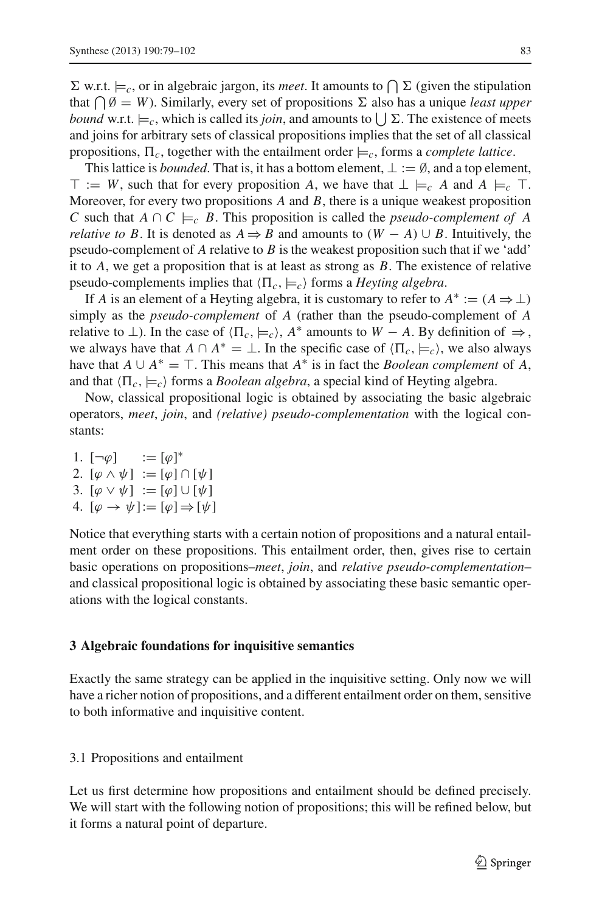$\Sigma$ w.r.t. $\models_c$, or in algebraic jargon, its *meet*. It amounts to $\bigcap \Sigma$ (given the stipulation that $\bigcap \emptyset = W$). Similarly, every set of propositions $\Sigma$ also has a unique *least upper bound* w.r.t. $\models_c$, which is called its *join*, and amounts to $\bigcup \Sigma$. The existence of meets and joins for arbitrary sets of classical propositions implies that the set of all classical propositions, $\Pi_c$, together with the entailment order $\models_c$, forms a *complete lattice*.

This lattice is *bounded*. That is, it has a bottom element, $\bot := \emptyset$, and a top element, $\top := W$, such that for every proposition $A$, we have that $\bot \models_c A$ and $A \models_c \top$. Moreover, for every two propositions $A$ and $B$, there is a unique weakest proposition $C$ such that $A \cap C \models_c B$. This proposition is called the *pseudo-complement of A relative to B*. It is denoted as $A \Rightarrow B$ and amounts to $(W - A) \cup B$. Intuitively, the pseudo-complement of $A$ relative to $B$ is the weakest proposition such that if we 'add' it to $A$, we get a proposition that is at least as strong as $B$. The existence of relative pseudo-complements implies that $\langle \Pi_c, \models_c \rangle$ forms a *Heyting algebra*.

If $A$ is an element of a Heyting algebra, it is customary to refer to $A^* := (A \Rightarrow \bot)$ simply as the *pseudo-complement* of $A$ (rather than the pseudo-complement of $A$ relative to $\bot$). In the case of $\langle \Pi_c, \models_c \rangle$, $A^*$ amounts to $W - A$. By definition of $\Rightarrow$, we always have that $A \cap A^* = \bot$. In the specific case of $\langle \Pi_c, \models_c \rangle$, we also always have that $A \cup A^* = \top$. This means that $A^*$ is in fact the *Boolean complement* of $A$, and that $\langle \Pi_c, \models_c \rangle$ forms a *Boolean algebra*, a special kind of Heyting algebra.

Now, classical propositional logic is obtained by associating the basic algebraic operators, *meet*, *join*, and *(relative) pseudo-complementation* with the logical constants:

1. $[\neg\varphi] := [\varphi]^*$
2. $[\varphi \wedge \psi] := [\varphi] \cap [\psi]$
3. $[\varphi \vee \psi] := [\varphi] \cup [\psi]$
4. $[\varphi \rightarrow \psi] := [\varphi] \Rightarrow [\psi]$

Notice that everything starts with a certain notion of propositions and a natural entailment order on these propositions. This entailment order, then, gives rise to certain basic operations on propositions–*meet*, *join*, and *relative pseudo-complementation*– and classical propositional logic is obtained by associating these basic semantic operations with the logical constants.

## 3 Algebraic foundations for inquisitive semantics

Exactly the same strategy can be applied in the inquisitive setting. Only now we will have a richer notion of propositions, and a different entailment order on them, sensitive to both informative and inquisitive content.

### 3.1 Propositions and entailment

Let us first determine how propositions and entailment should be defined precisely. We will start with the following notion of propositions; this will be refined below, but it forms a natural point of departure.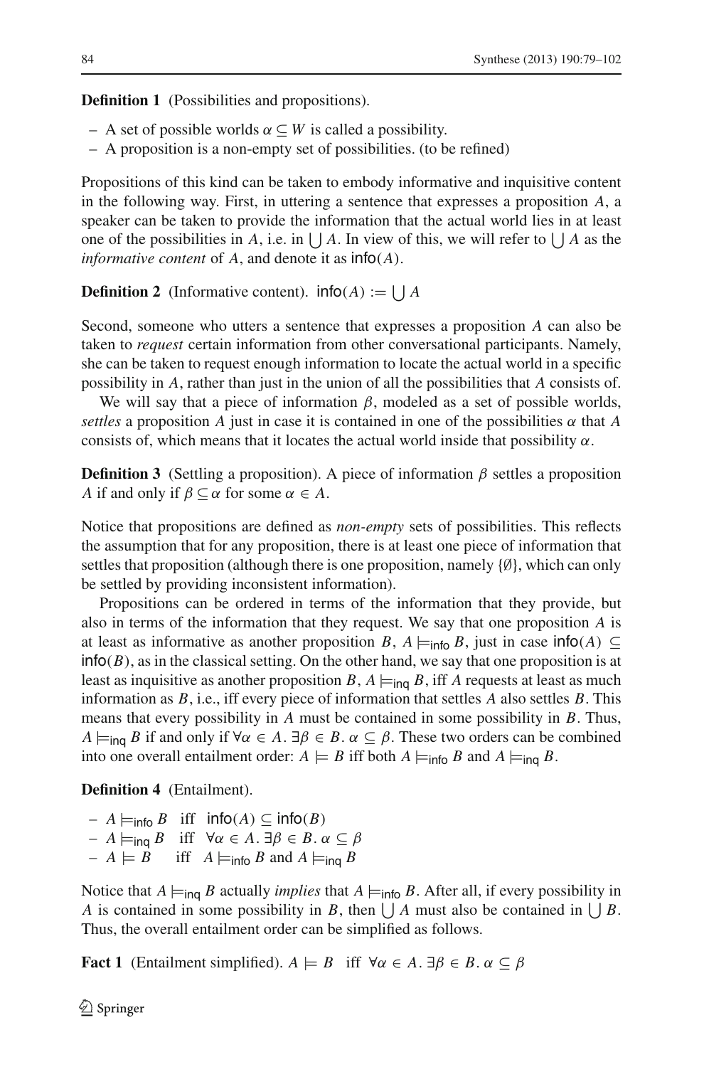**Definition 1** (Possibilities and propositions).

- A set of possible worlds $\alpha \subseteq W$ is called a possibility.
- A proposition is a non-empty set of possibilities. (to be refined)

Propositions of this kind can be taken to embody informative and inquisitive content in the following way. First, in uttering a sentence that expresses a proposition $A$, a speaker can be taken to provide the information that the actual world lies in at least one of the possibilities in $A$, i.e. in $\bigcup A$. In view of this, we will refer to $\bigcup A$ as the *informative content* of $A$, and denote it as $\mathsf{info}(A)$.

**Definition 2** (Informative content). $\mathsf{info}(A) := \bigcup A$

Second, someone who utters a sentence that expresses a proposition $A$ can also be taken to *request* certain information from other conversational participants. Namely, she can be taken to request enough information to locate the actual world in a specific possibility in $A$, rather than just in the union of all the possibilities that $A$ consists of.

We will say that a piece of information $\beta$, modeled as a set of possible worlds, *settles* a proposition $A$ just in case it is contained in one of the possibilities $\alpha$ that $A$ consists of, which means that it locates the actual world inside that possibility $\alpha$.

**Definition 3** (Settling a proposition). A piece of information $\beta$ settles a proposition $A$ if and only if $\beta \subseteq \alpha$ for some $\alpha \in A$.

Notice that propositions are defined as *non-empty* sets of possibilities. This reflects the assumption that for any proposition, there is at least one piece of information that settles that proposition (although there is one proposition, namely $\{\emptyset\}$, which can only be settled by providing inconsistent information).

Propositions can be ordered in terms of the information that they provide, but also in terms of the information that they request. We say that one proposition $A$ is at least as informative as another proposition $B$, $A \models_{\mathsf{info}} B$, just in case $\mathsf{info}(A) \subseteq \mathsf{info}(B)$, as in the classical setting. On the other hand, we say that one proposition is at least as inquisitive as another proposition $B$, $A \models_{\mathsf{inq}} B$, iff $A$ requests at least as much information as $B$, i.e., iff every piece of information that settles $A$ also settles $B$. This means that every possibility in $A$ must be contained in some possibility in $B$. Thus, $A \models_{\mathsf{inq}} B$ if and only if $\forall \alpha \in A. \exists \beta \in B. \alpha \subseteq \beta$. These two orders can be combined into one overall entailment order: $A \models B$ iff both $A \models_{\mathsf{info}} B$ and $A \models_{\mathsf{inq}} B$.

**Definition 4** (Entailment).

- $A \models_{\mathsf{info}} B$ iff $\mathsf{info}(A) \subseteq \mathsf{info}(B)$
- $A \models_{\mathsf{inq}} B$ iff $\forall \alpha \in A. \exists \beta \in B. \alpha \subseteq \beta$
- $A \models B$ iff $A \models_{\mathsf{info}} B$ and $A \models_{\mathsf{inq}} B$

Notice that $A \models_{\mathsf{inq}} B$ actually *implies* that $A \models_{\mathsf{info}} B$. After all, if every possibility in $A$ is contained in some possibility in $B$, then $\bigcup A$ must also be contained in $\bigcup B$. Thus, the overall entailment order can be simplified as follows.

**Fact 1** (Entailment simplified). $A \models B$ iff $\forall \alpha \in A. \exists \beta \in B. \alpha \subseteq \beta$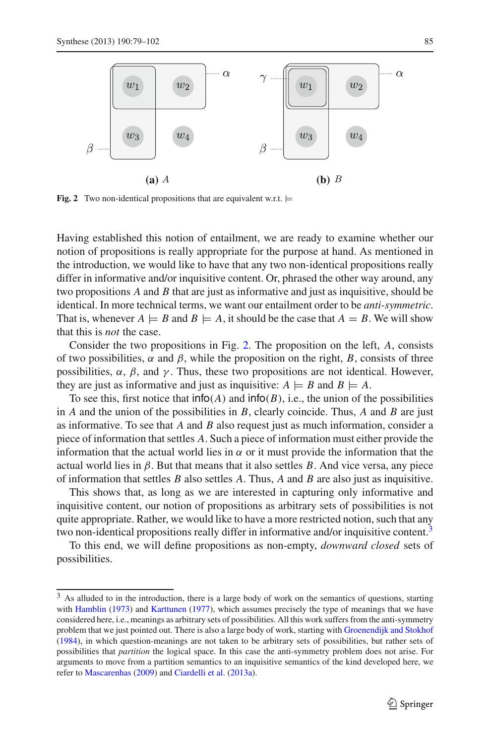**(a)** $A$ **(b)** $B$

**Fig. 2** Two non-identical propositions that are equivalent w.r.t. $\models$

Having established this notion of entailment, we are ready to examine whether our notion of propositions is really appropriate for the purpose at hand. As mentioned in the introduction, we would like to have that any two non-identical propositions really differ in informative and/or inquisitive content. Or, phrased the other way around, any two propositions $A$ and $B$ that are just as informative and just as inquisitive, should be identical. In more technical terms, we want our entailment order to be *anti-symmetric*. That is, whenever $A \models B$ and $B \models A$, it should be the case that $A = B$. We will show that this is *not* the case.

Consider the two propositions in Fig. 2. The proposition on the left, $A$, consists of two possibilities, $\alpha$ and $\beta$, while the proposition on the right, $B$, consists of three possibilities, $\alpha$, $\beta$, and $\gamma$. Thus, these two propositions are not identical. However, they are just as informative and just as inquisitive: $A \models B$ and $B \models A$.

To see this, first notice that $\mathsf{info}(A)$ and $\mathsf{info}(B)$, i.e., the union of the possibilities in $A$ and the union of the possibilities in $B$, clearly coincide. Thus, $A$ and $B$ are just as informative. To see that $A$ and $B$ also request just as much information, consider a piece of information that settles $A$. Such a piece of information must either provide the information that the actual world lies in $\alpha$ or it must provide the information that the actual world lies in $\beta$. But that means that it also settles $B$. And vice versa, any piece of information that settles $B$ also settles $A$. Thus, $A$ and $B$ are also just as inquisitive.

This shows that, as long as we are interested in capturing only informative and inquisitive content, our notion of propositions as arbitrary sets of possibilities is not quite appropriate. Rather, we would like to have a more restricted notion, such that any two non-identical propositions really differ in informative and/or inquisitive content.[3]

To this end, we will define propositions as non-empty, *downward closed* sets of possibilities.

---

[3] As alluded to in the introduction, there is a large body of work on the semantics of questions, starting with Hamblin (1973) and Karttunen (1977), which assumes precisely the type of meanings that we have considered here, i.e., meanings as arbitrary sets of possibilities. All this work suffers from the anti-symmetry problem that we just pointed out. There is also a large body of work, starting with Groenendijk and Stokhof (1984), in which question-meanings are not taken to be arbitrary sets of possibilities, but rather sets of possibilities that *partition* the logical space. In this case the anti-symmetry problem does not arise. For arguments to move from a partition semantics to an inquisitive semantics of the kind developed here, we refer to Mascarenhas (2009) and Ciardelli et al. (2013a).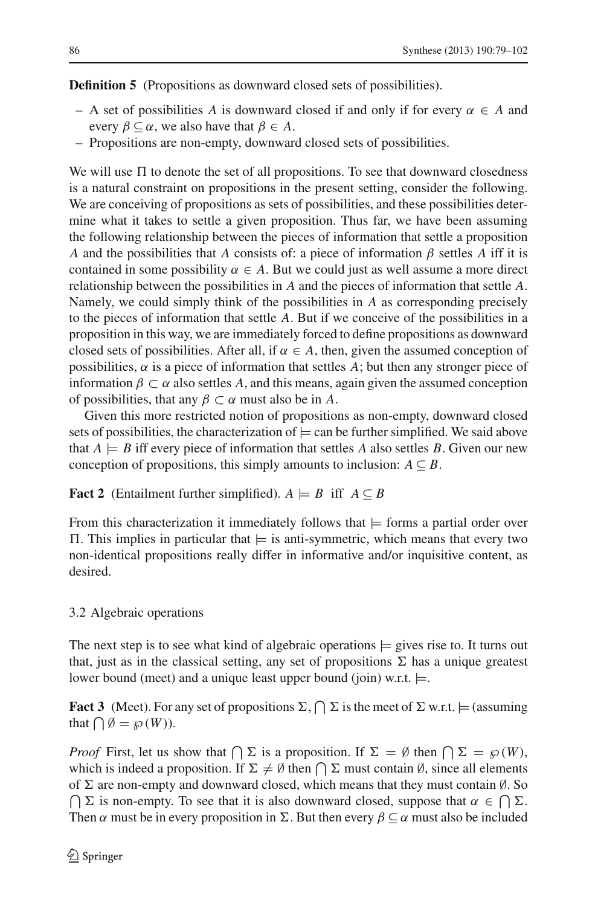**Definition 5** (Propositions as downward closed sets of possibilities).

- A set of possibilities $A$ is downward closed if and only if for every $\alpha \in A$ and every $\beta \subseteq \alpha$, we also have that $\beta \in A$.
- Propositions are non-empty, downward closed sets of possibilities.

We will use $\Pi$ to denote the set of all propositions. To see that downward closedness is a natural constraint on propositions in the present setting, consider the following. We are conceiving of propositions as sets of possibilities, and these possibilities determine what it takes to settle a given proposition. Thus far, we have been assuming the following relationship between the pieces of information that settle a proposition $A$ and the possibilities that $A$ consists of: a piece of information $\beta$ settles $A$ iff it is contained in some possibility $\alpha \in A$. But we could just as well assume a more direct relationship between the possibilities in $A$ and the pieces of information that settle $A$. Namely, we could simply think of the possibilities in $A$ as corresponding precisely to the pieces of information that settle $A$. But if we conceive of the possibilities in a proposition in this way, we are immediately forced to define propositions as downward closed sets of possibilities. After all, if $\alpha \in A$, then, given the assumed conception of possibilities, $\alpha$ is a piece of information that settles $A$; but then any stronger piece of information $\beta \subset \alpha$ also settles $A$, and this means, again given the assumed conception of possibilities, that any $\beta \subset \alpha$ must also be in $A$.

Given this more restricted notion of propositions as non-empty, downward closed sets of possibilities, the characterization of $\models$ can be further simplified. We said above that $A \models B$ iff every piece of information that settles $A$ also settles $B$. Given our new conception of propositions, this simply amounts to inclusion: $A \subseteq B$.

**Fact 2** (Entailment further simplified). $A \models B$ iff $A \subseteq B$

From this characterization it immediately follows that $\models$ forms a partial order over $\Pi$. This implies in particular that $\models$ is anti-symmetric, which means that every two non-identical propositions really differ in informative and/or inquisitive content, as desired.

### 3.2 Algebraic operations

The next step is to see what kind of algebraic operations $\models$ gives rise to. It turns out that, just as in the classical setting, any set of propositions $\Sigma$ has a unique greatest lower bound (meet) and a unique least upper bound (join) w.r.t. $\models$.

**Fact 3** (Meet). For any set of propositions $\Sigma$, $\bigcap \Sigma$ is the meet of $\Sigma$ w.r.t. $\models$ (assuming that $\bigcap \emptyset = \wp(W)$).

*Proof* First, let us show that $\bigcap \Sigma$ is a proposition. If $\Sigma = \emptyset$ then $\bigcap \Sigma = \wp(W)$, which is indeed a proposition. If $\Sigma \neq \emptyset$ then $\bigcap \Sigma$ must contain $\emptyset$, since all elements of $\Sigma$ are non-empty and downward closed, which means that they must contain $\emptyset$. So $\bigcap \Sigma$ is non-empty. To see that it is also downward closed, suppose that $\alpha \in \bigcap \Sigma$. Then $\alpha$ must be in every proposition in $\Sigma$. But then every $\beta \subseteq \alpha$ must also be included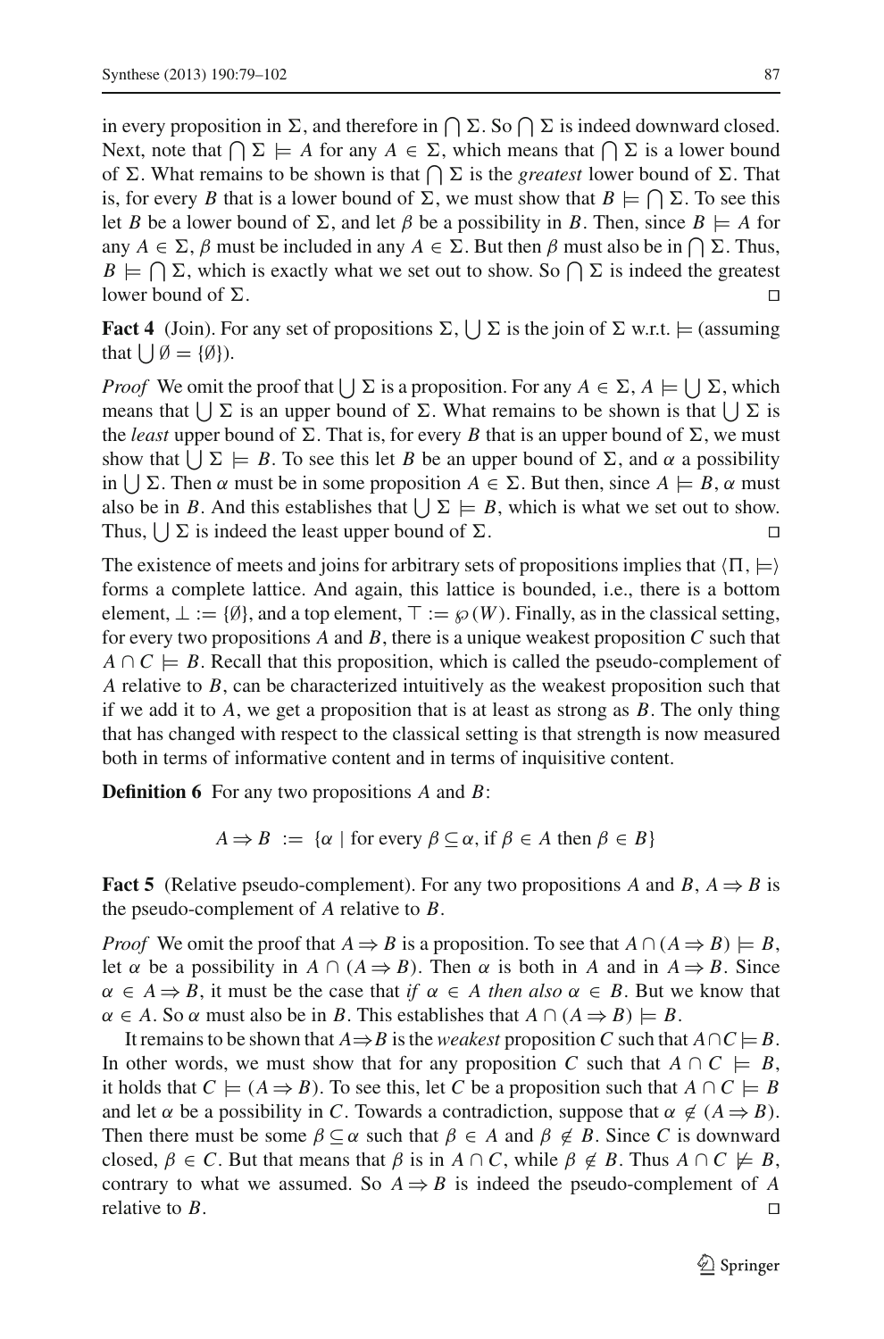in every proposition in $\Sigma$, and therefore in $\bigcap \Sigma$. So $\bigcap \Sigma$ is indeed downward closed. Next, note that $\bigcap \Sigma \models A$ for any $A \in \Sigma$, which means that $\bigcap \Sigma$ is a lower bound of $\Sigma$. What remains to be shown is that $\bigcap \Sigma$ is the *greatest* lower bound of $\Sigma$. That is, for every $B$ that is a lower bound of $\Sigma$, we must show that $B \models \bigcap \Sigma$. To see this let $B$ be a lower bound of $\Sigma$, and let $\beta$ be a possibility in $B$. Then, since $B \models A$ for any $A \in \Sigma$, $\beta$ must be included in any $A \in \Sigma$. But then $\beta$ must also be in $\bigcap \Sigma$. Thus, $B \models \bigcap \Sigma$, which is exactly what we set out to show. So $\bigcap \Sigma$ is indeed the greatest lower bound of $\Sigma$. □

**Fact 4** (Join). For any set of propositions $\Sigma$, $\bigcup \Sigma$ is the join of $\Sigma$ w.r.t. $\models$ (assuming that $\bigcup \emptyset = \{\emptyset\}$).

*Proof* We omit the proof that $\bigcup \Sigma$ is a proposition. For any $A \in \Sigma$, $A \models \bigcup \Sigma$, which means that $\bigcup \Sigma$ is an upper bound of $\Sigma$. What remains to be shown is that $\bigcup \Sigma$ is the *least* upper bound of $\Sigma$. That is, for every $B$ that is an upper bound of $\Sigma$, we must show that $\bigcup \Sigma \models B$. To see this let $B$ be an upper bound of $\Sigma$, and $\alpha$ a possibility in $\bigcup \Sigma$. Then $\alpha$ must be in some proposition $A \in \Sigma$. But then, since $A \models B$, $\alpha$ must also be in $B$. And this establishes that $\bigcup \Sigma \models B$, which is what we set out to show. Thus, $\bigcup \Sigma$ is indeed the least upper bound of $\Sigma$. □

The existence of meets and joins for arbitrary sets of propositions implies that $\langle \Pi, \models \rangle$ forms a complete lattice. And again, this lattice is bounded, i.e., there is a bottom element, $\bot := \{\emptyset\}$, and a top element, $\top := \wp(W)$. Finally, as in the classical setting, for every two propositions $A$ and $B$, there is a unique weakest proposition $C$ such that $A \cap C \models B$. Recall that this proposition, which is called the pseudo-complement of $A$ relative to $B$, can be characterized intuitively as the weakest proposition such that if we add it to $A$, we get a proposition that is at least as strong as $B$. The only thing that has changed with respect to the classical setting is that strength is now measured both in terms of informative content and in terms of inquisitive content.

**Definition 6** For any two propositions $A$ and $B$:

$$A \Rightarrow B \;:=\; \{\alpha \mid \text{for every } \beta \subseteq \alpha, \text{ if } \beta \in A \text{ then } \beta \in B\}$$

**Fact 5** (Relative pseudo-complement). For any two propositions $A$ and $B$, $A \Rightarrow B$ is the pseudo-complement of $A$ relative to $B$.

*Proof* We omit the proof that $A \Rightarrow B$ is a proposition. To see that $A \cap (A \Rightarrow B) \models B$, let $\alpha$ be a possibility in $A \cap (A \Rightarrow B)$. Then $\alpha$ is both in $A$ and in $A \Rightarrow B$. Since $\alpha \in A \Rightarrow B$, it must be the case that *if* $\alpha \in A$ *then also* $\alpha \in B$. But we know that $\alpha \in A$. So $\alpha$ must also be in $B$. This establishes that $A \cap (A \Rightarrow B) \models B$.

It remains to be shown that $A \Rightarrow B$ is the *weakest* proposition $C$ such that $A \cap C \models B$. In other words, we must show that for any proposition $C$ such that $A \cap C \models B$, it holds that $C \models (A \Rightarrow B)$. To see this, let $C$ be a proposition such that $A \cap C \models B$ and let $\alpha$ be a possibility in $C$. Towards a contradiction, suppose that $\alpha \notin (A \Rightarrow B)$. Then there must be some $\beta \subseteq \alpha$ such that $\beta \in A$ and $\beta \notin B$. Since $C$ is downward closed, $\beta \in C$. But that means that $\beta$ is in $A \cap C$, while $\beta \notin B$. Thus $A \cap C \not\models B$, contrary to what we assumed. So $A \Rightarrow B$ is indeed the pseudo-complement of $A$ relative to $B$. □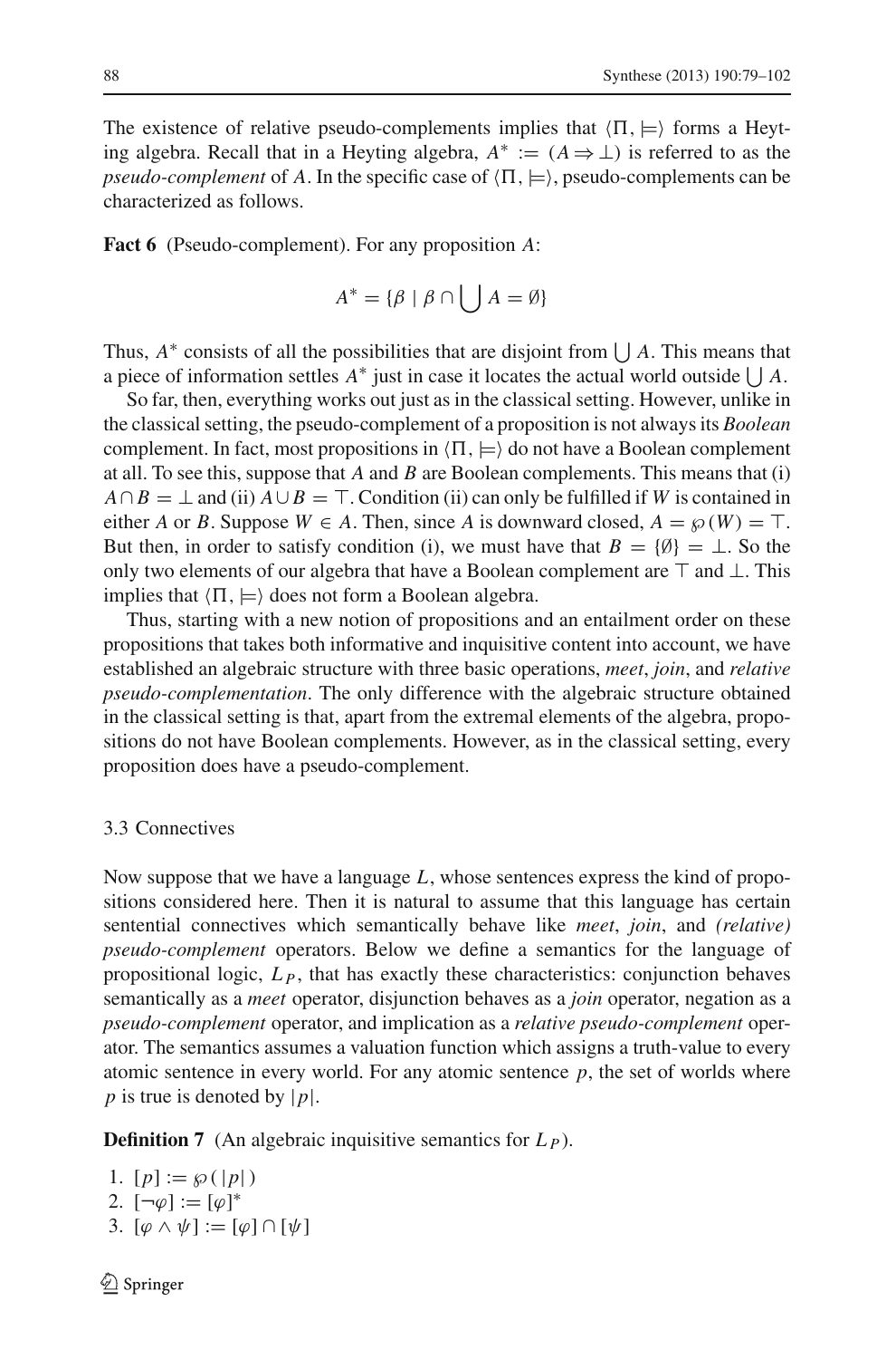The existence of relative pseudo-complements implies that $\langle \Pi, \models \rangle$ forms a Heyting algebra. Recall that in a Heyting algebra, $A^* := (A \Rightarrow \bot)$ is referred to as the *pseudo-complement* of $A$. In the specific case of $\langle \Pi, \models \rangle$, pseudo-complements can be characterized as follows.

**Fact 6** (Pseudo-complement). For any proposition $A$:

$$A^* = \{\beta \mid \beta \cap \bigcup A = \emptyset\}$$

Thus, $A^*$ consists of all the possibilities that are disjoint from $\bigcup A$. This means that a piece of information settles $A^*$ just in case it locates the actual world outside $\bigcup A$.

So far, then, everything works out just as in the classical setting. However, unlike in the classical setting, the pseudo-complement of a proposition is not always its *Boolean* complement. In fact, most propositions in $\langle \Pi, \models \rangle$ do not have a Boolean complement at all. To see this, suppose that $A$ and $B$ are Boolean complements. This means that (i) $A \cap B = \bot$ and (ii) $A \cup B = \top$. Condition (ii) can only be fulfilled if $W$ is contained in either $A$ or $B$. Suppose $W \in A$. Then, since $A$ is downward closed, $A = \wp(W) = \top$. But then, in order to satisfy condition (i), we must have that $B = \{\emptyset\} = \bot$. So the only two elements of our algebra that have a Boolean complement are $\top$ and $\bot$. This implies that $\langle \Pi, \models \rangle$ does not form a Boolean algebra.

Thus, starting with a new notion of propositions and an entailment order on these propositions that takes both informative and inquisitive content into account, we have established an algebraic structure with three basic operations, *meet*, *join*, and *relative pseudo-complementation*. The only difference with the algebraic structure obtained in the classical setting is that, apart from the extremal elements of the algebra, propositions do not have Boolean complements. However, as in the classical setting, every proposition does have a pseudo-complement.

### 3.3 Connectives

Now suppose that we have a language $L$, whose sentences express the kind of propositions considered here. Then it is natural to assume that this language has certain sentential connectives which semantically behave like *meet*, *join*, and *(relative) pseudo-complement* operators. Below we define a semantics for the language of propositional logic, $L_P$, that has exactly these characteristics: conjunction behaves semantically as a *meet* operator, disjunction behaves as a *join* operator, negation as a *pseudo-complement* operator, and implication as a *relative pseudo-complement* operator. The semantics assumes a valuation function which assigns a truth-value to every atomic sentence in every world. For any atomic sentence $p$, the set of worlds where $p$ is true is denoted by $|p|$.

**Definition 7** (An algebraic inquisitive semantics for $L_P$).

1. $[p] := \wp(|p|)$
2. $[\neg\varphi] := [\varphi]^*$
3. $[\varphi \wedge \psi] := [\varphi] \cap [\psi]$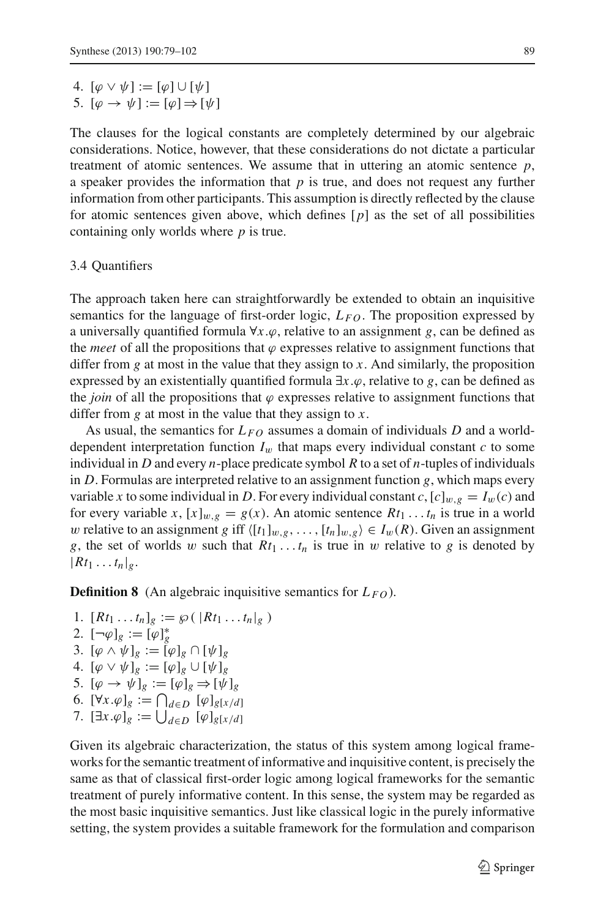4. $[\varphi \vee \psi] := [\varphi] \cup [\psi]$
5. $[\varphi \to \psi] := [\varphi] \Rightarrow [\psi]$

The clauses for the logical constants are completely determined by our algebraic considerations. Notice, however, that these considerations do not dictate a particular treatment of atomic sentences. We assume that in uttering an atomic sentence $p$, a speaker provides the information that $p$ is true, and does not request any further information from other participants. This assumption is directly reflected by the clause for atomic sentences given above, which defines $[p]$ as the set of all possibilities containing only worlds where $p$ is true.

### 3.4 Quantifiers

The approach taken here can straightforwardly be extended to obtain an inquisitive semantics for the language of first-order logic, $L_{FO}$. The proposition expressed by a universally quantified formula $\forall x.\varphi$, relative to an assignment $g$, can be defined as the *meet* of all the propositions that $\varphi$ expresses relative to assignment functions that differ from $g$ at most in the value that they assign to $x$. And similarly, the proposition expressed by an existentially quantified formula $\exists x.\varphi$, relative to $g$, can be defined as the *join* of all the propositions that $\varphi$ expresses relative to assignment functions that differ from $g$ at most in the value that they assign to $x$.

As usual, the semantics for $L_{FO}$ assumes a domain of individuals $D$ and a world-dependent interpretation function $I_w$ that maps every individual constant $c$ to some individual in $D$ and every $n$-place predicate symbol $R$ to a set of $n$-tuples of individuals in $D$. Formulas are interpreted relative to an assignment function $g$, which maps every variable $x$ to some individual in $D$. For every individual constant $c$, $[c]_{w,g} = I_w(c)$ and for every variable $x$, $[x]_{w,g} = g(x)$. An atomic sentence $Rt_1 \dots t_n$ is true in a world $w$ relative to an assignment $g$ iff $\langle [t_1]_{w,g}, \dots, [t_n]_{w,g} \rangle \in I_w(R)$. Given an assignment $g$, the set of worlds $w$ such that $Rt_1 \dots t_n$ is true in $w$ relative to $g$ is denoted by $|Rt_1 \dots t_n|_g$.

**Definition 8** (An algebraic inquisitive semantics for $L_{FO}$).

1. $[Rt_1 \dots t_n]_g := \wp(\,|Rt_1 \dots t_n|_g\,)$
2. $[\neg\varphi]_g := [\varphi]_g^*$
3. $[\varphi \wedge \psi]_g := [\varphi]_g \cap [\psi]_g$
4. $[\varphi \vee \psi]_g := [\varphi]_g \cup [\psi]_g$
5. $[\varphi \to \psi]_g := [\varphi]_g \Rightarrow [\psi]_g$
6. $[\forall x.\varphi]_g := \bigcap_{d \in D} [\varphi]_{g[x/d]}$
7. $[\exists x.\varphi]_g := \bigcup_{d \in D} [\varphi]_{g[x/d]}$

Given its algebraic characterization, the status of this system among logical frameworks for the semantic treatment of informative and inquisitive content, is precisely the same as that of classical first-order logic among logical frameworks for the semantic treatment of purely informative content. In this sense, the system may be regarded as the most basic inquisitive semantics. Just like classical logic in the purely informative setting, the system provides a suitable framework for the formulation and comparison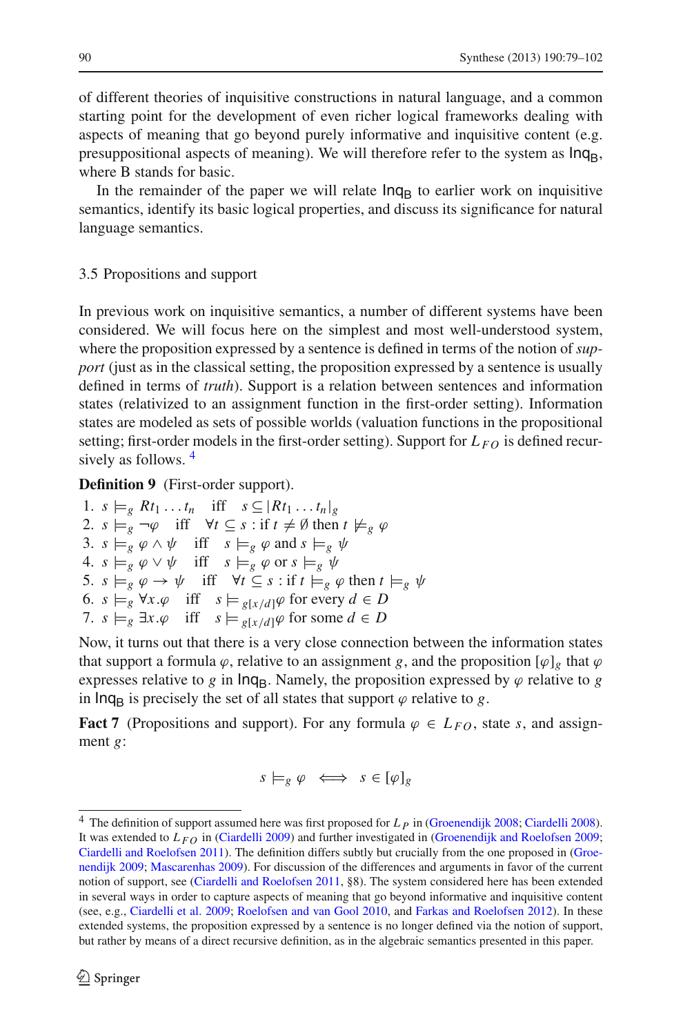of different theories of inquisitive constructions in natural language, and a common starting point for the development of even richer logical frameworks dealing with aspects of meaning that go beyond purely informative and inquisitive content (e.g. presuppositional aspects of meaning). We will therefore refer to the system as $\mathsf{Inq_B}$, where B stands for basic.

In the remainder of the paper we will relate $\mathsf{Inq_B}$ to earlier work on inquisitive semantics, identify its basic logical properties, and discuss its significance for natural language semantics.

### 3.5 Propositions and support

In previous work on inquisitive semantics, a number of different systems have been considered. We will focus here on the simplest and most well-understood system, where the proposition expressed by a sentence is defined in terms of the notion of *support* (just as in the classical setting, the proposition expressed by a sentence is usually defined in terms of *truth*). Support is a relation between sentences and information states (relativized to an assignment function in the first-order setting). Information states are modeled as sets of possible worlds (valuation functions in the propositional setting; first-order models in the first-order setting). Support for $L_{FO}$ is defined recursively as follows. [4]

**Definition 9** (First-order support).

1. $s \models_g Rt_1 \ldots t_n$ iff $s \subseteq |Rt_1 \ldots t_n|_g$
2. $s \models_g \neg\varphi$ iff $\forall t \subseteq s$ : if $t \neq \emptyset$ then $t \not\models_g \varphi$
3. $s \models_g \varphi \wedge \psi$ iff $s \models_g \varphi$ and $s \models_g \psi$
4. $s \models_g \varphi \vee \psi$ iff $s \models_g \varphi$ or $s \models_g \psi$
5. $s \models_g \varphi \rightarrow \psi$ iff $\forall t \subseteq s$ : if $t \models_g \varphi$ then $t \models_g \psi$
6. $s \models_g \forall x.\varphi$ iff $s \models_{g[x/d]} \varphi$ for every $d \in D$
7. $s \models_g \exists x.\varphi$ iff $s \models_{g[x/d]} \varphi$ for some $d \in D$

Now, it turns out that there is a very close connection between the information states that support a formula $\varphi$, relative to an assignment $g$, and the proposition $[\varphi]_g$ that $\varphi$ expresses relative to $g$ in $\mathsf{Inq_B}$. Namely, the proposition expressed by $\varphi$ relative to $g$ in $\mathsf{Inq_B}$ is precisely the set of all states that support $\varphi$ relative to $g$.

**Fact 7** (Propositions and support). For any formula $\varphi \in L_{FO}$, state $s$, and assignment $g$:

$$s \models_g \varphi \iff s \in [\varphi]_g$$

---

[4] The definition of support assumed here was first proposed for $L_P$ in (Groenendijk 2008; Ciardelli 2008). It was extended to $L_{FO}$ in (Ciardelli 2009) and further investigated in (Groenendijk and Roelofsen 2009; Ciardelli and Roelofsen 2011). The definition differs subtly but crucially from the one proposed in (Groenendijk 2009; Mascarenhas 2009). For discussion of the differences and arguments in favor of the current notion of support, see (Ciardelli and Roelofsen 2011, §8). The system considered here has been extended in several ways in order to capture aspects of meaning that go beyond informative and inquisitive content (see, e.g., Ciardelli et al. 2009; Roelofsen and van Gool 2010, and Farkas and Roelofsen 2012). In these extended systems, the proposition expressed by a sentence is no longer defined via the notion of support, but rather by means of a direct recursive definition, as in the algebraic semantics presented in this paper.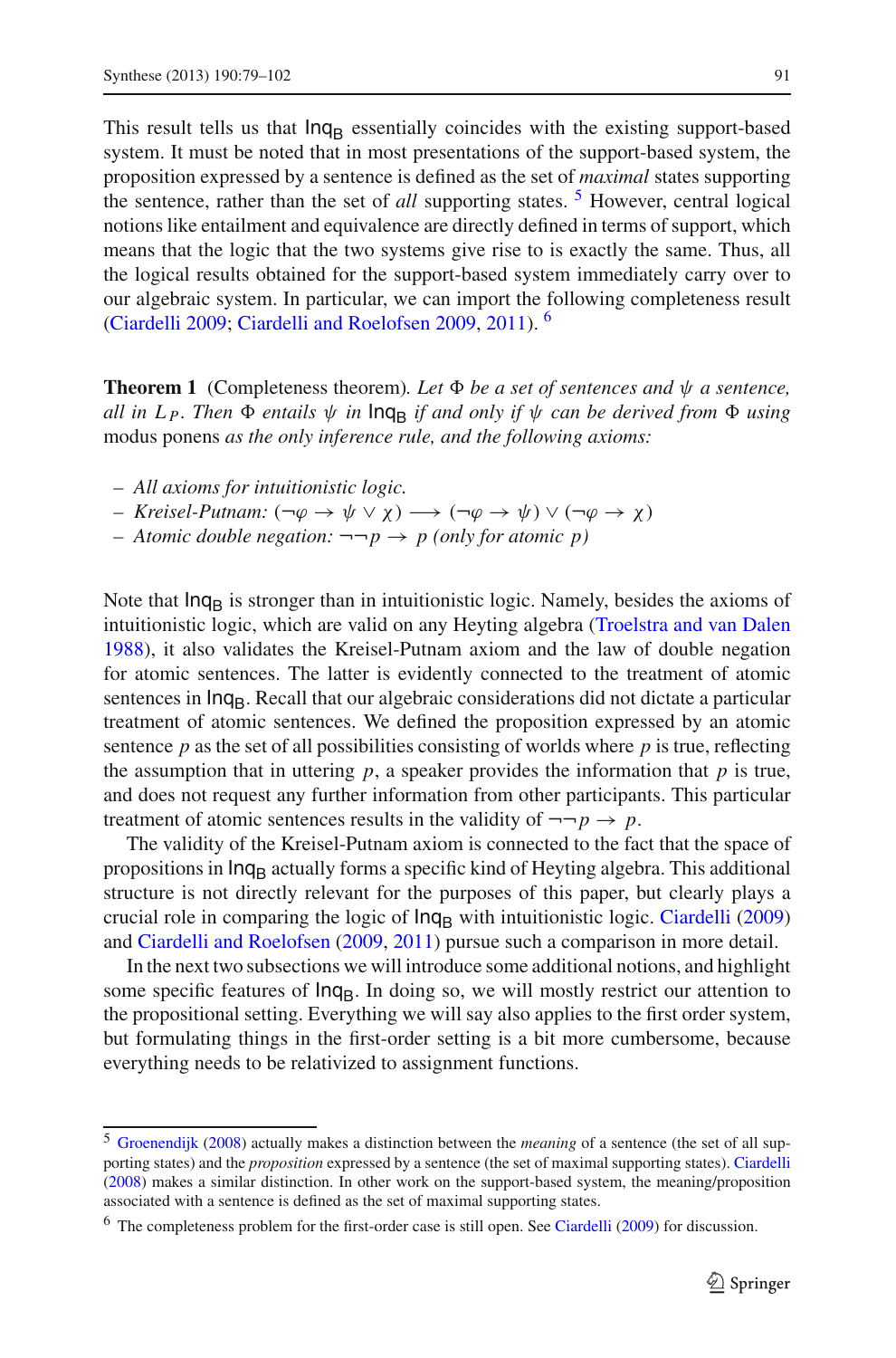This result tells us that $\mathsf{Inq_B}$ essentially coincides with the existing support-based system. It must be noted that in most presentations of the support-based system, the proposition expressed by a sentence is defined as the set of *maximal* states supporting the sentence, rather than the set of *all* supporting states. [5] However, central logical notions like entailment and equivalence are directly defined in terms of support, which means that the logic that the two systems give rise to is exactly the same. Thus, all the logical results obtained for the support-based system immediately carry over to our algebraic system. In particular, we can import the following completeness result (Ciardelli 2009; Ciardelli and Roelofsen 2009, 2011). [6]

**Theorem 1** (Completeness theorem). *Let $\Phi$ be a set of sentences and $\psi$ a sentence, all in $L_P$. Then $\Phi$ entails $\psi$ in $\mathsf{Inq_B}$ if and only if $\psi$ can be derived from $\Phi$ using* modus ponens *as the only inference rule, and the following axioms:*

- *All axioms for intuitionistic logic.*
- *Kreisel-Putnam:* $(\neg\varphi \to \psi \vee \chi) \longrightarrow (\neg\varphi \to \psi) \vee (\neg\varphi \to \chi)$
- *Atomic double negation:* $\neg\neg p \to p$ *(only for atomic $p$)*

Note that $\mathsf{Inq_B}$ is stronger than in intuitionistic logic. Namely, besides the axioms of intuitionistic logic, which are valid on any Heyting algebra (Troelstra and van Dalen 1988), it also validates the Kreisel-Putnam axiom and the law of double negation for atomic sentences. The latter is evidently connected to the treatment of atomic sentences in $\mathsf{Inq_B}$. Recall that our algebraic considerations did not dictate a particular treatment of atomic sentences. We defined the proposition expressed by an atomic sentence $p$ as the set of all possibilities consisting of worlds where $p$ is true, reflecting the assumption that in uttering $p$, a speaker provides the information that $p$ is true, and does not request any further information from other participants. This particular treatment of atomic sentences results in the validity of $\neg\neg p \to p$.

The validity of the Kreisel-Putnam axiom is connected to the fact that the space of propositions in $\mathsf{Inq_B}$ actually forms a specific kind of Heyting algebra. This additional structure is not directly relevant for the purposes of this paper, but clearly plays a crucial role in comparing the logic of $\mathsf{Inq_B}$ with intuitionistic logic. Ciardelli (2009) and Ciardelli and Roelofsen (2009, 2011) pursue such a comparison in more detail.

In the next two subsections we will introduce some additional notions, and highlight some specific features of $\mathsf{Inq_B}$. In doing so, we will mostly restrict our attention to the propositional setting. Everything we will say also applies to the first order system, but formulating things in the first-order setting is a bit more cumbersome, because everything needs to be relativized to assignment functions.

---

[5] Groenendijk (2008) actually makes a distinction between the *meaning* of a sentence (the set of all supporting states) and the *proposition* expressed by a sentence (the set of maximal supporting states). Ciardelli (2008) makes a similar distinction. In other work on the support-based system, the meaning/proposition associated with a sentence is defined as the set of maximal supporting states.

[6] The completeness problem for the first-order case is still open. See Ciardelli (2009) for discussion.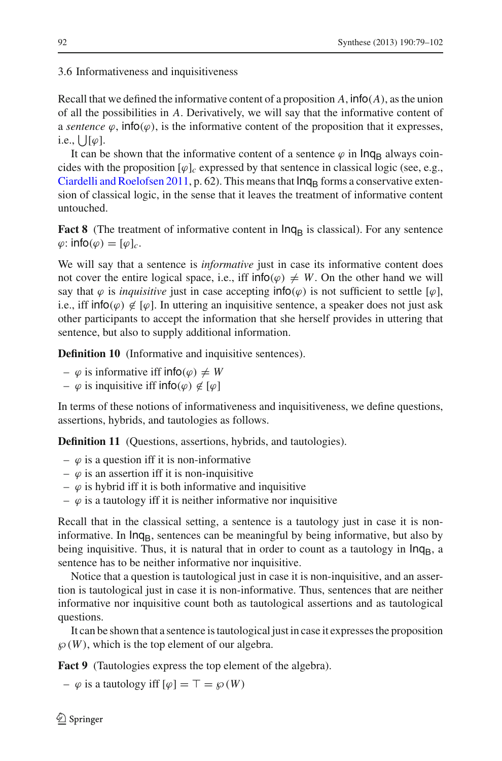### 3.6 Informativeness and inquisitiveness

Recall that we defined the informative content of a proposition $A$, $\mathsf{info}(A)$, as the union of all the possibilities in $A$. Derivatively, we will say that the informative content of a *sentence* $\varphi$, $\mathsf{info}(\varphi)$, is the informative content of the proposition that it expresses, i.e., $\bigcup[\varphi]$.

It can be shown that the informative content of a sentence $\varphi$ in $\mathsf{Inq_B}$ always coincides with the proposition $[\varphi]_c$ expressed by that sentence in classical logic (see, e.g., Ciardelli and Roelofsen 2011, p. 62). This means that $\mathsf{Inq_B}$ forms a conservative extension of classical logic, in the sense that it leaves the treatment of informative content untouched.

**Fact 8** (The treatment of informative content in $\mathsf{Inq_B}$ is classical). For any sentence $\varphi$: $\mathsf{info}(\varphi) = [\varphi]_c$.

We will say that a sentence is *informative* just in case its informative content does not cover the entire logical space, i.e., iff $\mathsf{info}(\varphi) \neq W$. On the other hand we will say that $\varphi$ is *inquisitive* just in case accepting $\mathsf{info}(\varphi)$ is not sufficient to settle $[\varphi]$, i.e., iff $\mathsf{info}(\varphi) \notin [\varphi]$. In uttering an inquisitive sentence, a speaker does not just ask other participants to accept the information that she herself provides in uttering that sentence, but also to supply additional information.

**Definition 10** (Informative and inquisitive sentences).

- $\varphi$ is informative iff $\mathsf{info}(\varphi) \neq W$
- $\varphi$ is inquisitive iff $\mathsf{info}(\varphi) \notin [\varphi]$

In terms of these notions of informativeness and inquisitiveness, we define questions, assertions, hybrids, and tautologies as follows.

**Definition 11** (Questions, assertions, hybrids, and tautologies).

- $\varphi$ is a question iff it is non-informative
- $\varphi$ is an assertion iff it is non-inquisitive
- $\varphi$ is hybrid iff it is both informative and inquisitive
- $\varphi$ is a tautology iff it is neither informative nor inquisitive

Recall that in the classical setting, a sentence is a tautology just in case it is non-informative. In $\mathsf{Inq_B}$, sentences can be meaningful by being informative, but also by being inquisitive. Thus, it is natural that in order to count as a tautology in $\mathsf{Inq_B}$, a sentence has to be neither informative nor inquisitive.

Notice that a question is tautological just in case it is non-inquisitive, and an assertion is tautological just in case it is non-informative. Thus, sentences that are neither informative nor inquisitive count both as tautological assertions and as tautological questions.

It can be shown that a sentence is tautological just in case it expresses the proposition $\wp(W)$, which is the top element of our algebra.

**Fact 9** (Tautologies express the top element of the algebra).

- $\varphi$ is a tautology iff $[\varphi] = \top = \wp(W)$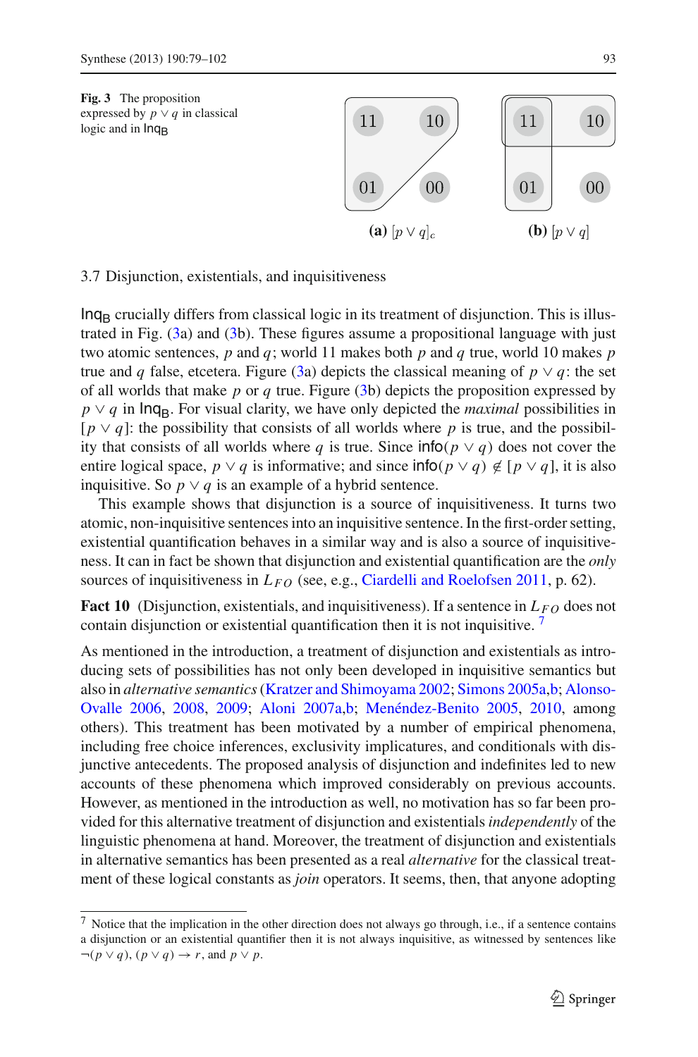**Fig. 3** The proposition expressed by $p \vee q$ in classical logic and in $\mathsf{Inq_B}$

(a) $[p \vee q]_c$ (b) $[p \vee q]$

3.7 Disjunction, existentials, and inquisitiveness

$\mathsf{Inq_B}$ crucially differs from classical logic in its treatment of disjunction. This is illustrated in Fig. (3a) and (3b). These figures assume a propositional language with just two atomic sentences, $p$ and $q$; world 11 makes both $p$ and $q$ true, world 10 makes $p$ true and $q$ false, etcetera. Figure (3a) depicts the classical meaning of $p \vee q$: the set of all worlds that make $p$ or $q$ true. Figure (3b) depicts the proposition expressed by $p \vee q$ in $\mathsf{Inq_B}$. For visual clarity, we have only depicted the *maximal* possibilities in $[p \vee q]$: the possibility that consists of all worlds where $p$ is true, and the possibility that consists of all worlds where $q$ is true. Since $\mathsf{info}(p \vee q)$ does not cover the entire logical space, $p \vee q$ is informative; and since $\mathsf{info}(p \vee q) \notin [p \vee q]$, it is also inquisitive. So $p \vee q$ is an example of a hybrid sentence.

This example shows that disjunction is a source of inquisitiveness. It turns two atomic, non-inquisitive sentences into an inquisitive sentence. In the first-order setting, existential quantification behaves in a similar way and is also a source of inquisitiveness. It can in fact be shown that disjunction and existential quantification are the *only* sources of inquisitiveness in $L_{FO}$ (see, e.g., Ciardelli and Roelofsen 2011, p. 62).

**Fact 10** (Disjunction, existentials, and inquisitiveness). If a sentence in $L_{FO}$ does not contain disjunction or existential quantification then it is not inquisitive. [7]

As mentioned in the introduction, a treatment of disjunction and existentials as introducing sets of possibilities has not only been developed in inquisitive semantics but also in *alternative semantics* (Kratzer and Shimoyama 2002; Simons 2005a,b; Alonso-Ovalle 2006, 2008, 2009; Aloni 2007a,b; Menéndez-Benito 2005, 2010, among others). This treatment has been motivated by a number of empirical phenomena, including free choice inferences, exclusivity implicatures, and conditionals with disjunctive antecedents. The proposed analysis of disjunction and indefinites led to new accounts of these phenomena which improved considerably on previous accounts. However, as mentioned in the introduction as well, no motivation has so far been provided for this alternative treatment of disjunction and existentials *independently* of the linguistic phenomena at hand. Moreover, the treatment of disjunction and existentials in alternative semantics has been presented as a real *alternative* for the classical treatment of these logical constants as *join* operators. It seems, then, that anyone adopting

[7] Notice that the implication in the other direction does not always go through, i.e., if a sentence contains a disjunction or an existential quantifier then it is not always inquisitive, as witnessed by sentences like $\neg(p \vee q)$, $(p \vee q) \rightarrow r$, and $p \vee p$.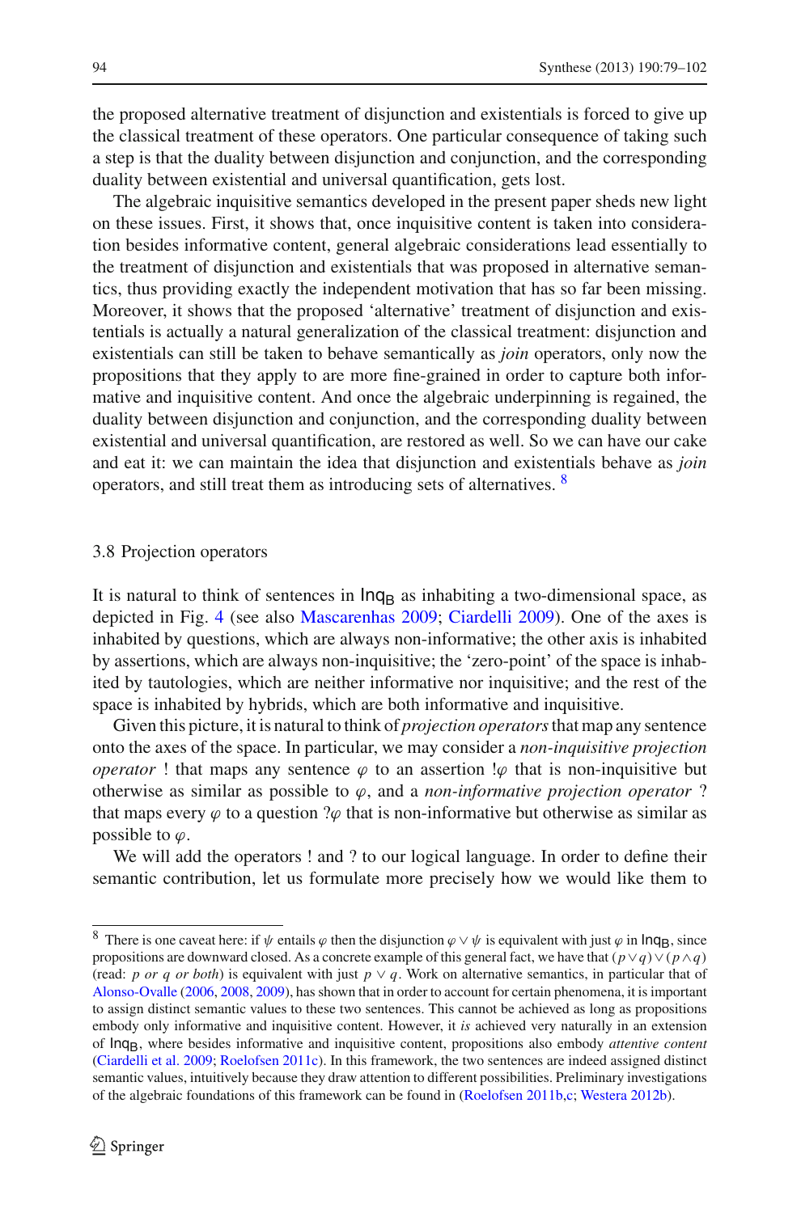the proposed alternative treatment of disjunction and existentials is forced to give up the classical treatment of these operators. One particular consequence of taking such a step is that the duality between disjunction and conjunction, and the corresponding duality between existential and universal quantification, gets lost.

The algebraic inquisitive semantics developed in the present paper sheds new light on these issues. First, it shows that, once inquisitive content is taken into consideration besides informative content, general algebraic considerations lead essentially to the treatment of disjunction and existentials that was proposed in alternative semantics, thus providing exactly the independent motivation that has so far been missing. Moreover, it shows that the proposed 'alternative' treatment of disjunction and existentials is actually a natural generalization of the classical treatment: disjunction and existentials can still be taken to behave semantically as *join* operators, only now the propositions that they apply to are more fine-grained in order to capture both informative and inquisitive content. And once the algebraic underpinning is regained, the duality between disjunction and conjunction, and the corresponding duality between existential and universal quantification, are restored as well. So we can have our cake and eat it: we can maintain the idea that disjunction and existentials behave as *join* operators, and still treat them as introducing sets of alternatives. [8]

### 3.8 Projection operators

It is natural to think of sentences in $\mathsf{Inq_B}$ as inhabiting a two-dimensional space, as depicted in Fig. 4 (see also Mascarenhas 2009; Ciardelli 2009). One of the axes is inhabited by questions, which are always non-informative; the other axis is inhabited by assertions, which are always non-inquisitive; the 'zero-point' of the space is inhabited by tautologies, which are neither informative nor inquisitive; and the rest of the space is inhabited by hybrids, which are both informative and inquisitive.

Given this picture, it is natural to think of *projection operators* that map any sentence onto the axes of the space. In particular, we may consider a *non-inquisitive projection operator* ! that maps any sentence $\varphi$ to an assertion $!\varphi$ that is non-inquisitive but otherwise as similar as possible to $\varphi$, and a *non-informative projection operator* ? that maps every $\varphi$ to a question $?\varphi$ that is non-informative but otherwise as similar as possible to $\varphi$.

We will add the operators ! and ? to our logical language. In order to define their semantic contribution, let us formulate more precisely how we would like them to

---

[8] There is one caveat here: if $\psi$ entails $\varphi$ then the disjunction $\varphi \vee \psi$ is equivalent with just $\varphi$ in $\mathsf{Inq_B}$, since propositions are downward closed. As a concrete example of this general fact, we have that $(p \vee q) \vee (p \wedge q)$ (read: *p or q or both*) is equivalent with just $p \vee q$. Work on alternative semantics, in particular that of Alonso-Ovalle (2006, 2008, 2009), has shown that in order to account for certain phenomena, it is important to assign distinct semantic values to these two sentences. This cannot be achieved as long as propositions embody only informative and inquisitive content. However, it *is* achieved very naturally in an extension of $\mathsf{Inq_B}$, where besides informative and inquisitive content, propositions also embody *attentive content* (Ciardelli et al. 2009; Roelofsen 2011c). In this framework, the two sentences are indeed assigned distinct semantic values, intuitively because they draw attention to different possibilities. Preliminary investigations of the algebraic foundations of this framework can be found in (Roelofsen 2011b,c; Westera 2012b).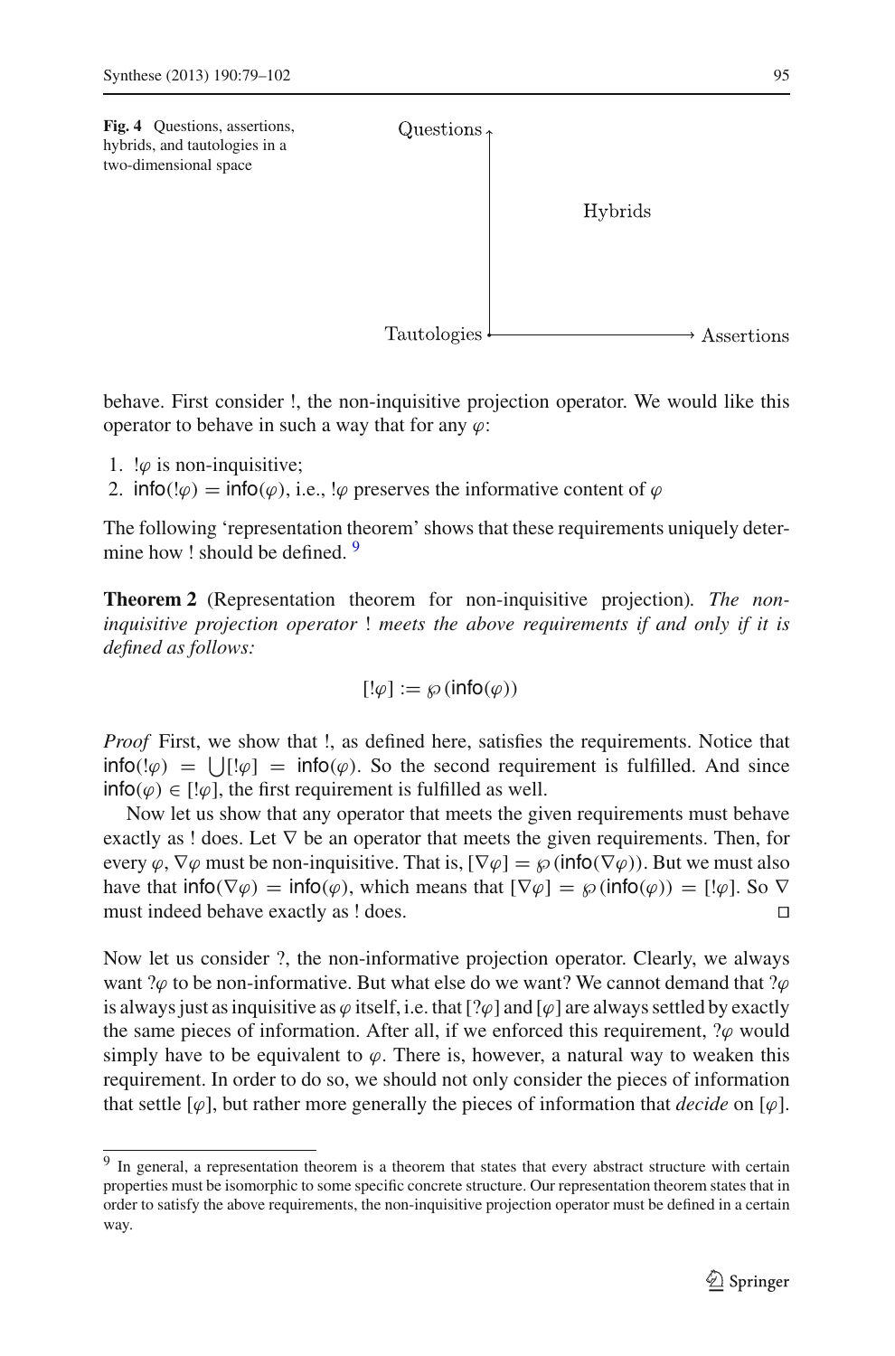**Fig. 4** Questions, assertions, hybrids, and tautologies in a two-dimensional space

behave. First consider !, the non-inquisitive projection operator. We would like this operator to behave in such a way that for any $\varphi$:

1. $!\varphi$ is non-inquisitive;
2. $\mathsf{info}(!\varphi) = \mathsf{info}(\varphi)$, i.e., $!\varphi$ preserves the informative content of $\varphi$

The following 'representation theorem' shows that these requirements uniquely determine how ! should be defined. [9]

**Theorem 2** (Representation theorem for non-inquisitive projection). *The non-inquisitive projection operator* ! *meets the above requirements if and only if it is defined as follows:*

$$[!\varphi] := \wp(\mathsf{info}(\varphi))$$

*Proof* First, we show that !, as defined here, satisfies the requirements. Notice that $\mathsf{info}(!\varphi) = \bigcup[!\varphi] = \mathsf{info}(\varphi)$. So the second requirement is fulfilled. And since $\mathsf{info}(\varphi) \in [!\varphi]$, the first requirement is fulfilled as well.

Now let us show that any operator that meets the given requirements must behave exactly as ! does. Let $\nabla$ be an operator that meets the given requirements. Then, for every $\varphi$, $\nabla\varphi$ must be non-inquisitive. That is, $[\nabla\varphi] = \wp(\mathsf{info}(\nabla\varphi))$. But we must also have that $\mathsf{info}(\nabla\varphi) = \mathsf{info}(\varphi)$, which means that $[\nabla\varphi] = \wp(\mathsf{info}(\varphi)) = [!\varphi]$. So $\nabla$ must indeed behave exactly as ! does. □

Now let us consider ?, the non-informative projection operator. Clearly, we always want $?\varphi$ to be non-informative. But what else do we want? We cannot demand that $?\varphi$ is always just as inquisitive as $\varphi$ itself, i.e. that $[?\varphi]$ and $[\varphi]$ are always settled by exactly the same pieces of information. After all, if we enforced this requirement, $?\varphi$ would simply have to be equivalent to $\varphi$. There is, however, a natural way to weaken this requirement. In order to do so, we should not only consider the pieces of information that settle $[\varphi]$, but rather more generally the pieces of information that *decide* on $[\varphi]$.

[9] In general, a representation theorem is a theorem that states that every abstract structure with certain properties must be isomorphic to some specific concrete structure. Our representation theorem states that in order to satisfy the above requirements, the non-inquisitive projection operator must be defined in a certain way.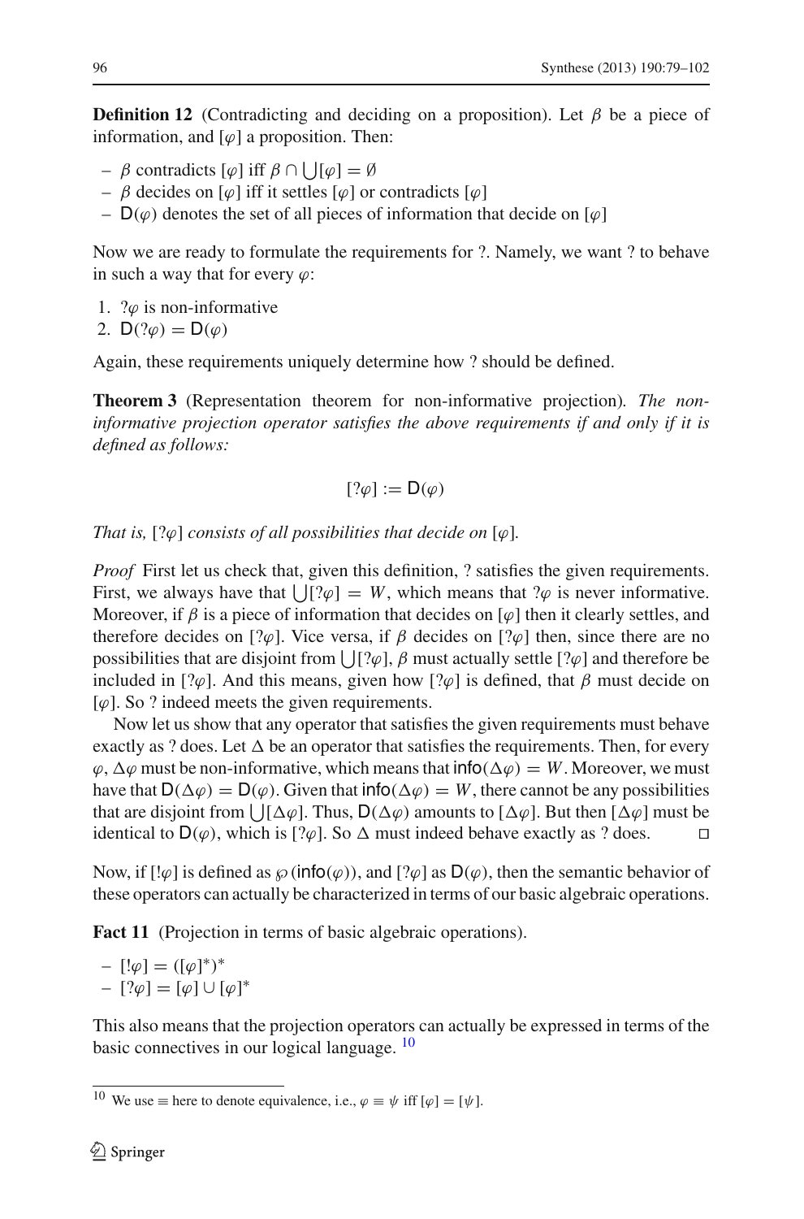**Definition 12** (Contradicting and deciding on a proposition). Let $\beta$ be a piece of information, and $[\varphi]$ a proposition. Then:

- $\beta$ contradicts $[\varphi]$ iff $\beta \cap \bigcup[\varphi] = \emptyset$
- $\beta$ decides on $[\varphi]$ iff it settles $[\varphi]$ or contradicts $[\varphi]$
- $\mathsf{D}(\varphi)$ denotes the set of all pieces of information that decide on $[\varphi]$

Now we are ready to formulate the requirements for ?. Namely, we want ? to behave in such a way that for every $\varphi$:

1. $?\varphi$ is non-informative
2. $\mathsf{D}(?\varphi) = \mathsf{D}(\varphi)$

Again, these requirements uniquely determine how ? should be defined.

**Theorem 3** (Representation theorem for non-informative projection). *The non-informative projection operator satisfies the above requirements if and only if it is defined as follows:*

$$[?\varphi] := \mathsf{D}(\varphi)$$

*That is,* $[?\varphi]$ *consists of all possibilities that decide on* $[\varphi]$*.*

*Proof* First let us check that, given this definition, ? satisfies the given requirements. First, we always have that $\bigcup[?\varphi] = W$, which means that $?\varphi$ is never informative. Moreover, if $\beta$ is a piece of information that decides on $[\varphi]$ then it clearly settles, and therefore decides on $[?\varphi]$. Vice versa, if $\beta$ decides on $[?\varphi]$ then, since there are no possibilities that are disjoint from $\bigcup[?\varphi]$, $\beta$ must actually settle $[?\varphi]$ and therefore be included in $[?\varphi]$. And this means, given how $[?\varphi]$ is defined, that $\beta$ must decide on $[\varphi]$. So ? indeed meets the given requirements.

Now let us show that any operator that satisfies the given requirements must behave exactly as ? does. Let $\Delta$ be an operator that satisfies the requirements. Then, for every $\varphi$, $\Delta\varphi$ must be non-informative, which means that $\mathsf{info}(\Delta\varphi) = W$. Moreover, we must have that $\mathsf{D}(\Delta\varphi) = \mathsf{D}(\varphi)$. Given that $\mathsf{info}(\Delta\varphi) = W$, there cannot be any possibilities that are disjoint from $\bigcup[\Delta\varphi]$. Thus, $\mathsf{D}(\Delta\varphi)$ amounts to $[\Delta\varphi]$. But then $[\Delta\varphi]$ must be identical to $\mathsf{D}(\varphi)$, which is $[?\varphi]$. So $\Delta$ must indeed behave exactly as ? does. □

Now, if $[!\varphi]$ is defined as $\wp(\mathsf{info}(\varphi))$, and $[?\varphi]$ as $\mathsf{D}(\varphi)$, then the semantic behavior of these operators can actually be characterized in terms of our basic algebraic operations.

**Fact 11** (Projection in terms of basic algebraic operations).

- $[!\varphi] = ([\varphi]^*)^*$
- $[?\varphi] = [\varphi] \cup [\varphi]^*$

This also means that the projection operators can actually be expressed in terms of the basic connectives in our logical language. [10]

[10] We use $\equiv$ here to denote equivalence, i.e., $\varphi \equiv \psi$ iff $[\varphi] = [\psi]$.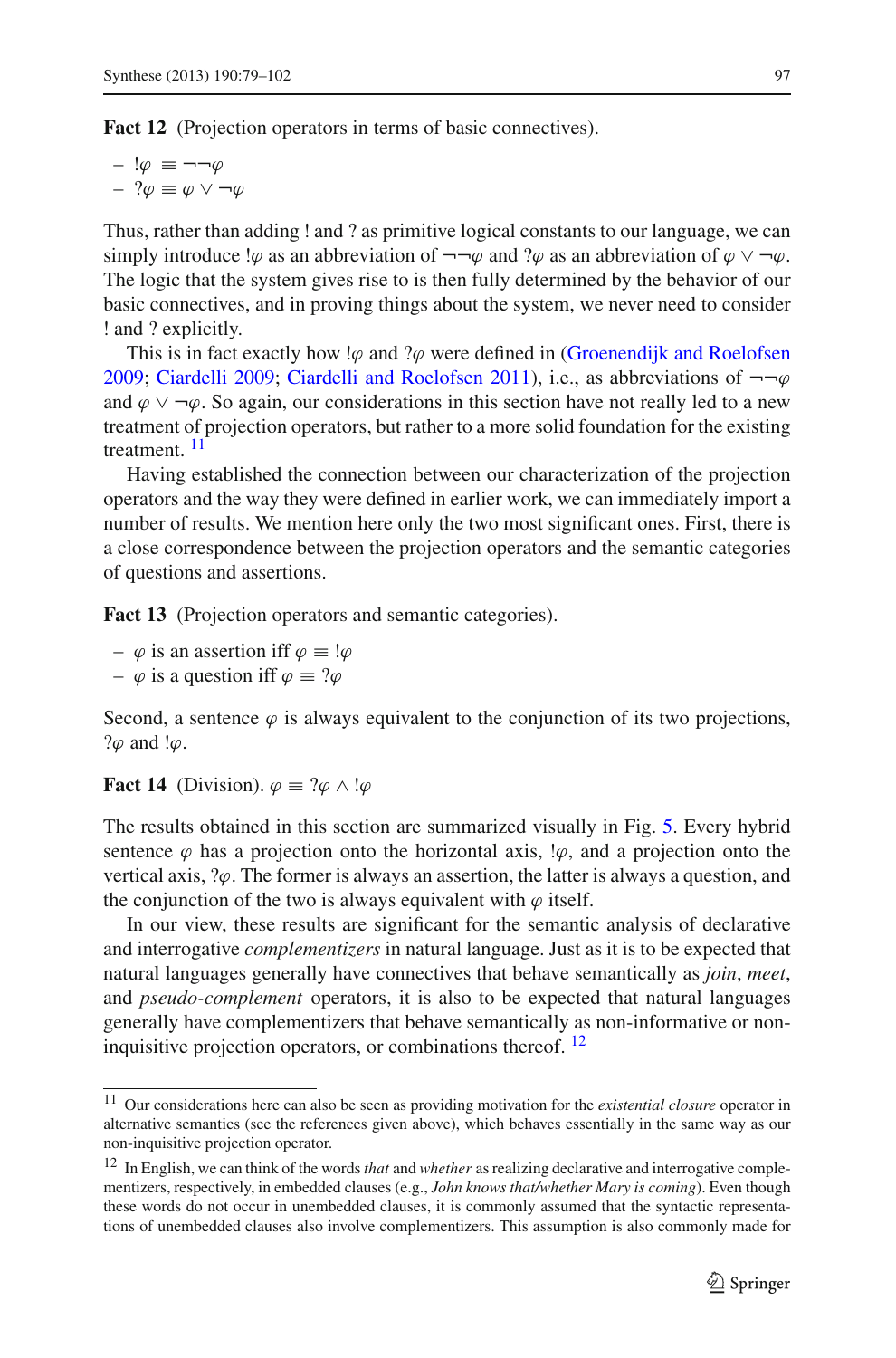**Fact 12** (Projection operators in terms of basic connectives).

- $!\varphi \equiv \neg\neg\varphi$
- $?\varphi \equiv \varphi \vee \neg\varphi$

Thus, rather than adding ! and ? as primitive logical constants to our language, we can simply introduce $!\varphi$ as an abbreviation of $\neg\neg\varphi$ and $?\varphi$ as an abbreviation of $\varphi \vee \neg\varphi$. The logic that the system gives rise to is then fully determined by the behavior of our basic connectives, and in proving things about the system, we never need to consider ! and ? explicitly.

This is in fact exactly how $!\varphi$ and $?\varphi$ were defined in (Groenendijk and Roelofsen 2009; Ciardelli 2009; Ciardelli and Roelofsen 2011), i.e., as abbreviations of $\neg\neg\varphi$ and $\varphi \vee \neg\varphi$. So again, our considerations in this section have not really led to a new treatment of projection operators, but rather to a more solid foundation for the existing treatment.[11]

Having established the connection between our characterization of the projection operators and the way they were defined in earlier work, we can immediately import a number of results. We mention here only the two most significant ones. First, there is a close correspondence between the projection operators and the semantic categories of questions and assertions.

**Fact 13** (Projection operators and semantic categories).

- $\varphi$ is an assertion iff $\varphi \equiv !\varphi$
- $\varphi$ is a question iff $\varphi \equiv ?\varphi$

Second, a sentence $\varphi$ is always equivalent to the conjunction of its two projections, $?\varphi$ and $!\varphi$.

**Fact 14** (Division). $\varphi \equiv ?\varphi \wedge !\varphi$

The results obtained in this section are summarized visually in Fig. 5. Every hybrid sentence $\varphi$ has a projection onto the horizontal axis, $!\varphi$, and a projection onto the vertical axis, $?\varphi$. The former is always an assertion, the latter is always a question, and the conjunction of the two is always equivalent with $\varphi$ itself.

In our view, these results are significant for the semantic analysis of declarative and interrogative *complementizers* in natural language. Just as it is to be expected that natural languages generally have connectives that behave semantically as *join*, *meet*, and *pseudo-complement* operators, it is also to be expected that natural languages generally have complementizers that behave semantically as non-informative or non-inquisitive projection operators, or combinations thereof.[12]

---

[11] Our considerations here can also be seen as providing motivation for the *existential closure* operator in alternative semantics (see the references given above), which behaves essentially in the same way as our non-inquisitive projection operator.

[12] In English, we can think of the words *that* and *whether* as realizing declarative and interrogative complementizers, respectively, in embedded clauses (e.g., *John knows that/whether Mary is coming*). Even though these words do not occur in unembedded clauses, it is commonly assumed that the syntactic representations of unembedded clauses also involve complementizers. This assumption is also commonly made for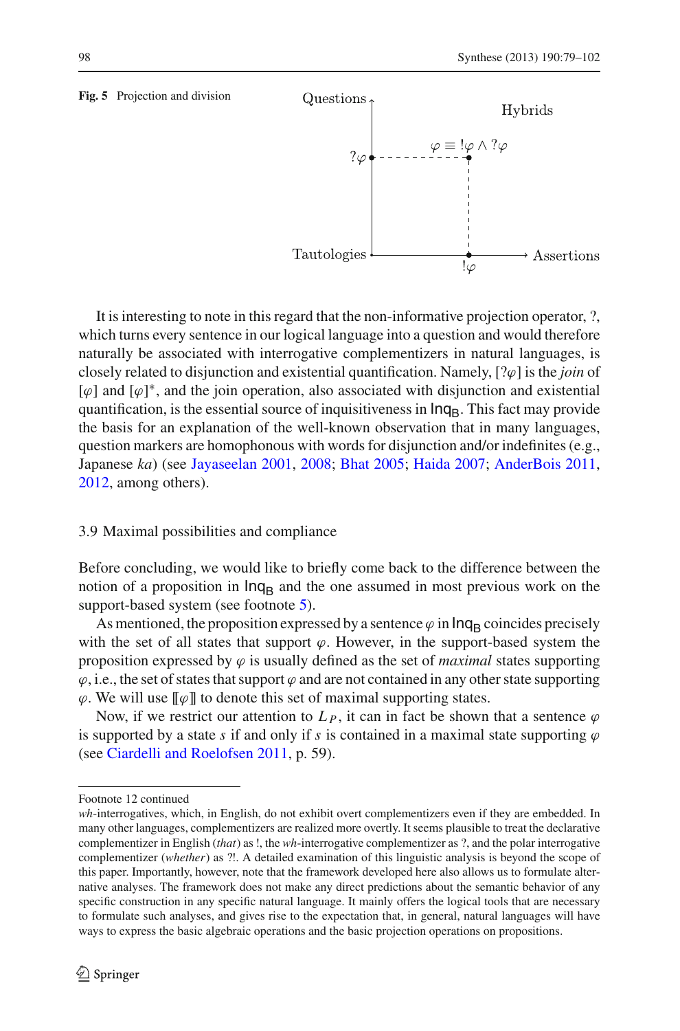**Fig. 5** Projection and division

Questions

Hybrids

$\varphi \equiv\, !\varphi \wedge ?\varphi$

$?\varphi$

Tautologies

Assertions

$!\varphi$

It is interesting to note in this regard that the non-informative projection operator, ?, which turns every sentence in our logical language into a question and would therefore naturally be associated with interrogative complementizers in natural languages, is closely related to disjunction and existential quantification. Namely, $[?\varphi]$ is the *join* of $[\varphi]$ and $[\varphi]^*$, and the join operation, also associated with disjunction and existential quantification, is the essential source of inquisitiveness in $\mathsf{Inq_B}$. This fact may provide the basis for an explanation of the well-known observation that in many languages, question markers are homophonous with words for disjunction and/or indefinites (e.g., Japanese *ka*) (see Jayaseelan 2001, 2008; Bhat 2005; Haida 2007; AnderBois 2011, 2012, among others).

### 3.9 Maximal possibilities and compliance

Before concluding, we would like to briefly come back to the difference between the notion of a proposition in $\mathsf{Inq_B}$ and the one assumed in most previous work on the support-based system (see footnote 5).

As mentioned, the proposition expressed by a sentence $\varphi$ in $\mathsf{Inq_B}$ coincides precisely with the set of all states that support $\varphi$. However, in the support-based system the proposition expressed by $\varphi$ is usually defined as the set of *maximal* states supporting $\varphi$, i.e., the set of states that support $\varphi$ and are not contained in any other state supporting $\varphi$. We will use $[\![\varphi]\!]$ to denote this set of maximal supporting states.

Now, if we restrict our attention to $L_P$, it can in fact be shown that a sentence $\varphi$ is supported by a state $s$ if and only if $s$ is contained in a maximal state supporting $\varphi$ (see Ciardelli and Roelofsen 2011, p. 59).

---

Footnote 12 continued

*wh*-interrogatives, which, in English, do not exhibit overt complementizers even if they are embedded. In many other languages, complementizers are realized more overtly. It seems plausible to treat the declarative complementizer in English (*that*) as !, the *wh*-interrogative complementizer as ?, and the polar interrogative complementizer (*whether*) as ?!. A detailed examination of this linguistic analysis is beyond the scope of this paper. Importantly, however, note that the framework developed here also allows us to formulate alternative analyses. The framework does not make any direct predictions about the semantic behavior of any specific construction in any specific natural language. It mainly offers the logical tools that are necessary to formulate such analyses, and gives rise to the expectation that, in general, natural languages will have ways to express the basic algebraic operations and the basic projection operations on propositions.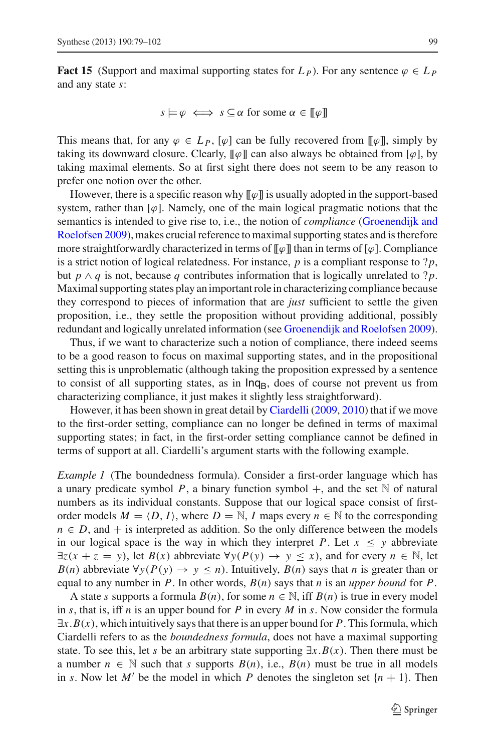**Fact 15** (Support and maximal supporting states for $L_P$). For any sentence $\varphi \in L_P$ and any state $s$:

$$s \models \varphi \iff s \subseteq \alpha \text{ for some } \alpha \in [\![\varphi]\!]$$

This means that, for any $\varphi \in L_P$, $[\varphi]$ can be fully recovered from $[\![\varphi]\!]$, simply by taking its downward closure. Clearly, $[\![\varphi]\!]$ can also always be obtained from $[\varphi]$, by taking maximal elements. So at first sight there does not seem to be any reason to prefer one notion over the other.

However, there is a specific reason why $[\![\varphi]\!]$ is usually adopted in the support-based system, rather than $[\varphi]$. Namely, one of the main logical pragmatic notions that the semantics is intended to give rise to, i.e., the notion of *compliance* (Groenendijk and Roelofsen 2009), makes crucial reference to maximal supporting states and is therefore more straightforwardly characterized in terms of $[\![\varphi]\!]$ than in terms of $[\varphi]$. Compliance is a strict notion of logical relatedness. For instance, $p$ is a compliant response to $?p$, but $p \wedge q$ is not, because $q$ contributes information that is logically unrelated to $?p$. Maximal supporting states play an important role in characterizing compliance because they correspond to pieces of information that are *just* sufficient to settle the given proposition, i.e., they settle the proposition without providing additional, possibly redundant and logically unrelated information (see Groenendijk and Roelofsen 2009).

Thus, if we want to characterize such a notion of compliance, there indeed seems to be a good reason to focus on maximal supporting states, and in the propositional setting this is unproblematic (although taking the proposition expressed by a sentence to consist of all supporting states, as in $\mathsf{Inq_B}$, does of course not prevent us from characterizing compliance, it just makes it slightly less straightforward).

However, it has been shown in great detail by Ciardelli (2009, 2010) that if we move to the first-order setting, compliance can no longer be defined in terms of maximal supporting states; in fact, in the first-order setting compliance cannot be defined in terms of support at all. Ciardelli's argument starts with the following example.

*Example 1* (The boundedness formula). Consider a first-order language which has a unary predicate symbol $P$, a binary function symbol $+$, and the set $\mathbb{N}$ of natural numbers as its individual constants. Suppose that our logical space consist of first-order models $M = \langle D, I \rangle$, where $D = \mathbb{N}$, $I$ maps every $n \in \mathbb{N}$ to the corresponding $n \in D$, and $+$ is interpreted as addition. So the only difference between the models in our logical space is the way in which they interpret $P$. Let $x \leq y$ abbreviate $\exists z(x + z = y)$, let $B(x)$ abbreviate $\forall y(P(y) \rightarrow y \leq x)$, and for every $n \in \mathbb{N}$, let $B(n)$ abbreviate $\forall y(P(y) \rightarrow y \leq n)$. Intuitively, $B(n)$ says that $n$ is greater than or equal to any number in $P$. In other words, $B(n)$ says that $n$ is an *upper bound* for $P$.

A state $s$ supports a formula $B(n)$, for some $n \in \mathbb{N}$, iff $B(n)$ is true in every model in $s$, that is, iff $n$ is an upper bound for $P$ in every $M$ in $s$. Now consider the formula $\exists x.B(x)$, which intuitively says that there is an upper bound for $P$. This formula, which Ciardelli refers to as the *boundedness formula*, does not have a maximal supporting state. To see this, let $s$ be an arbitrary state supporting $\exists x.B(x)$. Then there must be a number $n \in \mathbb{N}$ such that $s$ supports $B(n)$, i.e., $B(n)$ must be true in all models in $s$. Now let $M'$ be the model in which $P$ denotes the singleton set $\{n + 1\}$. Then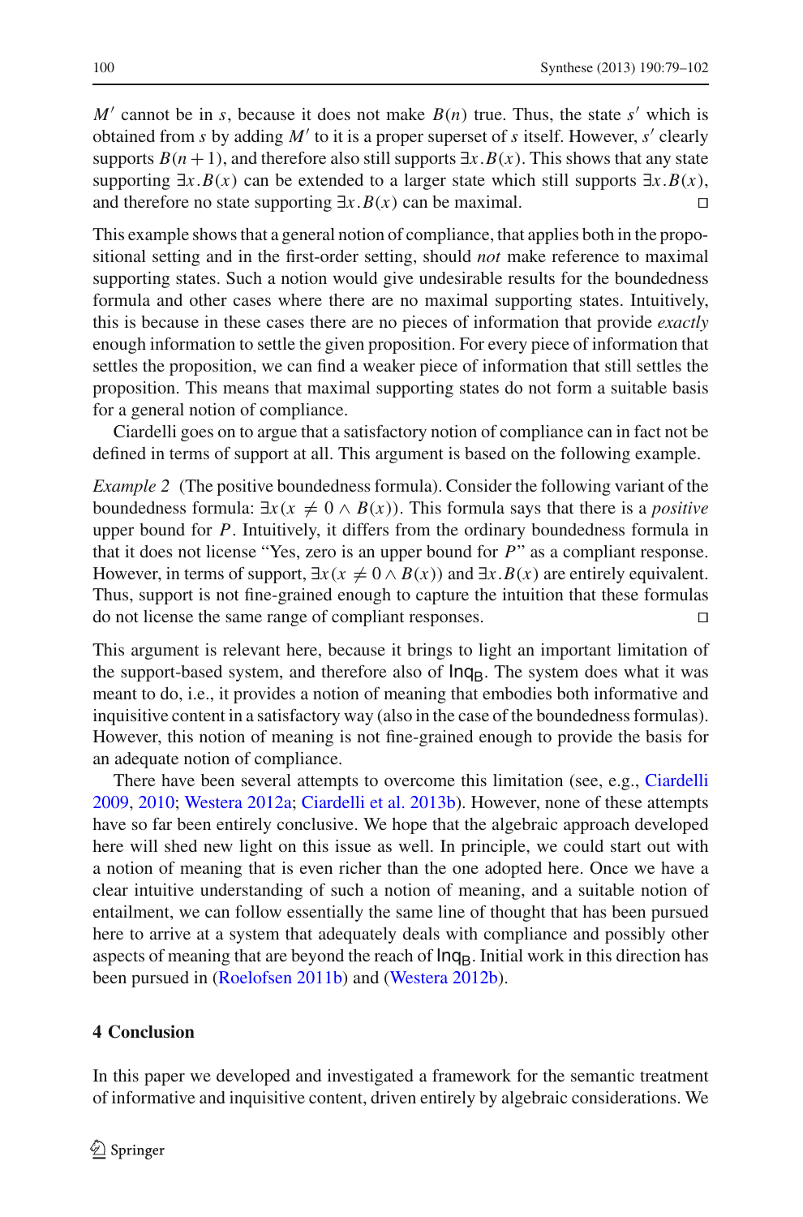$M'$ cannot be in $s$, because it does not make $B(n)$ true. Thus, the state $s'$ which is obtained from $s$ by adding $M'$ to it is a proper superset of $s$ itself. However, $s'$ clearly supports $B(n+1)$, and therefore also still supports $\exists x.B(x)$. This shows that any state supporting $\exists x.B(x)$ can be extended to a larger state which still supports $\exists x.B(x)$, and therefore no state supporting $\exists x.B(x)$ can be maximal. □

This example shows that a general notion of compliance, that applies both in the propositional setting and in the first-order setting, should *not* make reference to maximal supporting states. Such a notion would give undesirable results for the boundedness formula and other cases where there are no maximal supporting states. Intuitively, this is because in these cases there are no pieces of information that provide *exactly* enough information to settle the given proposition. For every piece of information that settles the proposition, we can find a weaker piece of information that still settles the proposition. This means that maximal supporting states do not form a suitable basis for a general notion of compliance.

Ciardelli goes on to argue that a satisfactory notion of compliance can in fact not be defined in terms of support at all. This argument is based on the following example.

*Example 2* (The positive boundedness formula). Consider the following variant of the boundedness formula: $\exists x(x \neq 0 \wedge B(x))$. This formula says that there is a *positive* upper bound for $P$. Intuitively, it differs from the ordinary boundedness formula in that it does not license "Yes, zero is an upper bound for $P$" as a compliant response. However, in terms of support, $\exists x(x \neq 0 \wedge B(x))$ and $\exists x.B(x)$ are entirely equivalent. Thus, support is not fine-grained enough to capture the intuition that these formulas do not license the same range of compliant responses. □

This argument is relevant here, because it brings to light an important limitation of the support-based system, and therefore also of $\mathsf{Inq}_\mathsf{B}$. The system does what it was meant to do, i.e., it provides a notion of meaning that embodies both informative and inquisitive content in a satisfactory way (also in the case of the boundedness formulas). However, this notion of meaning is not fine-grained enough to provide the basis for an adequate notion of compliance.

There have been several attempts to overcome this limitation (see, e.g., Ciardelli 2009, 2010; Westera 2012a; Ciardelli et al. 2013b). However, none of these attempts have so far been entirely conclusive. We hope that the algebraic approach developed here will shed new light on this issue as well. In principle, we could start out with a notion of meaning that is even richer than the one adopted here. Once we have a clear intuitive understanding of such a notion of meaning, and a suitable notion of entailment, we can follow essentially the same line of thought that has been pursued here to arrive at a system that adequately deals with compliance and possibly other aspects of meaning that are beyond the reach of $\mathsf{Inq}_\mathsf{B}$. Initial work in this direction has been pursued in (Roelofsen 2011b) and (Westera 2012b).

## 4 Conclusion

In this paper we developed and investigated a framework for the semantic treatment of informative and inquisitive content, driven entirely by algebraic considerations. We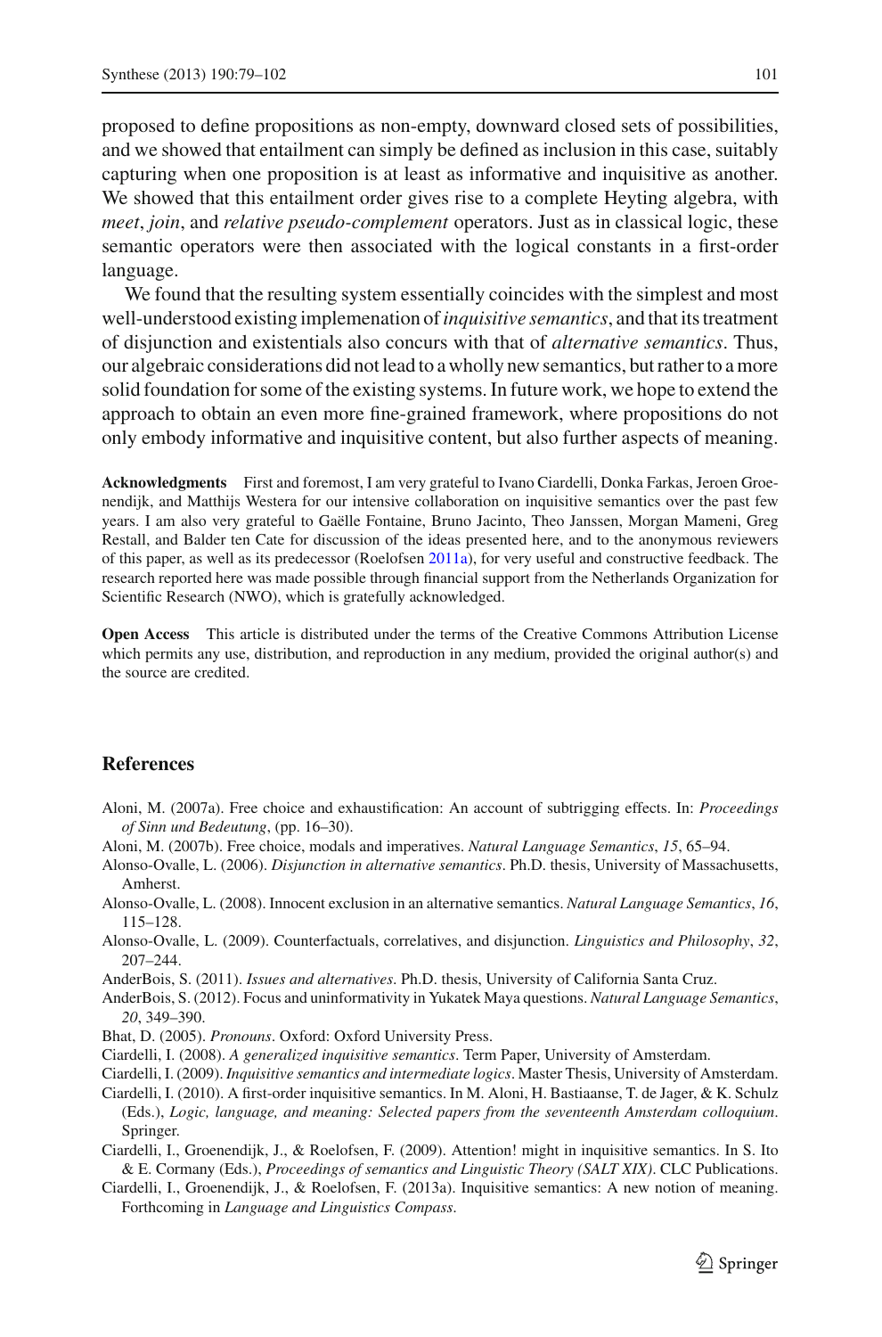proposed to define propositions as non-empty, downward closed sets of possibilities, and we showed that entailment can simply be defined as inclusion in this case, suitably capturing when one proposition is at least as informative and inquisitive as another. We showed that this entailment order gives rise to a complete Heyting algebra, with *meet*, *join*, and *relative pseudo-complement* operators. Just as in classical logic, these semantic operators were then associated with the logical constants in a first-order language.

We found that the resulting system essentially coincides with the simplest and most well-understood existing implementation of *inquisitive semantics*, and that its treatment of disjunction and existentials also concurs with that of *alternative semantics*. Thus, our algebraic considerations did not lead to a wholly new semantics, but rather to a more solid foundation for some of the existing systems. In future work, we hope to extend the approach to obtain an even more fine-grained framework, where propositions do not only embody informative and inquisitive content, but also further aspects of meaning.

**Acknowledgments** First and foremost, I am very grateful to Ivano Ciardelli, Donka Farkas, Jeroen Groenendijk, and Matthijs Westera for our intensive collaboration on inquisitive semantics over the past few years. I am also very grateful to Gaëlle Fontaine, Bruno Jacinto, Theo Janssen, Morgan Mameni, Greg Restall, and Balder ten Cate for discussion of the ideas presented here, and to the anonymous reviewers of this paper, as well as its predecessor (Roelofsen 2011a), for very useful and constructive feedback. The research reported here was made possible through financial support from the Netherlands Organization for Scientific Research (NWO), which is gratefully acknowledged.

**Open Access** This article is distributed under the terms of the Creative Commons Attribution License which permits any use, distribution, and reproduction in any medium, provided the original author(s) and the source are credited.

## References

Aloni, M. (2007a). Free choice and exhaustification: An account of subtrigging effects. In: *Proceedings of Sinn und Bedeutung*, (pp. 16–30).

Aloni, M. (2007b). Free choice, modals and imperatives. *Natural Language Semantics*, *15*, 65–94.

Alonso-Ovalle, L. (2006). *Disjunction in alternative semantics*. Ph.D. thesis, University of Massachusetts, Amherst.

Alonso-Ovalle, L. (2008). Innocent exclusion in an alternative semantics. *Natural Language Semantics*, *16*, 115–128.

Alonso-Ovalle, L. (2009). Counterfactuals, correlatives, and disjunction. *Linguistics and Philosophy*, *32*, 207–244.

AnderBois, S. (2011). *Issues and alternatives*. Ph.D. thesis, University of California Santa Cruz.

AnderBois, S. (2012). Focus and uninformativity in Yukatek Maya questions. *Natural Language Semantics*, *20*, 349–390.

Bhat, D. (2005). *Pronouns*. Oxford: Oxford University Press.

Ciardelli, I. (2008). *A generalized inquisitive semantics*. Term Paper, University of Amsterdam.

Ciardelli, I. (2009). *Inquisitive semantics and intermediate logics*. Master Thesis, University of Amsterdam.

Ciardelli, I. (2010). A first-order inquisitive semantics. In M. Aloni, H. Bastiaanse, T. de Jager, & K. Schulz (Eds.), *Logic, language, and meaning: Selected papers from the seventeenth Amsterdam colloquium*. Springer.

Ciardelli, I., Groenendijk, J., & Roelofsen, F. (2009). Attention! might in inquisitive semantics. In S. Ito & E. Cormany (Eds.), *Proceedings of semantics and Linguistic Theory (SALT XIX)*. CLC Publications.

Ciardelli, I., Groenendijk, J., & Roelofsen, F. (2013a). Inquisitive semantics: A new notion of meaning. Forthcoming in *Language and Linguistics Compass*.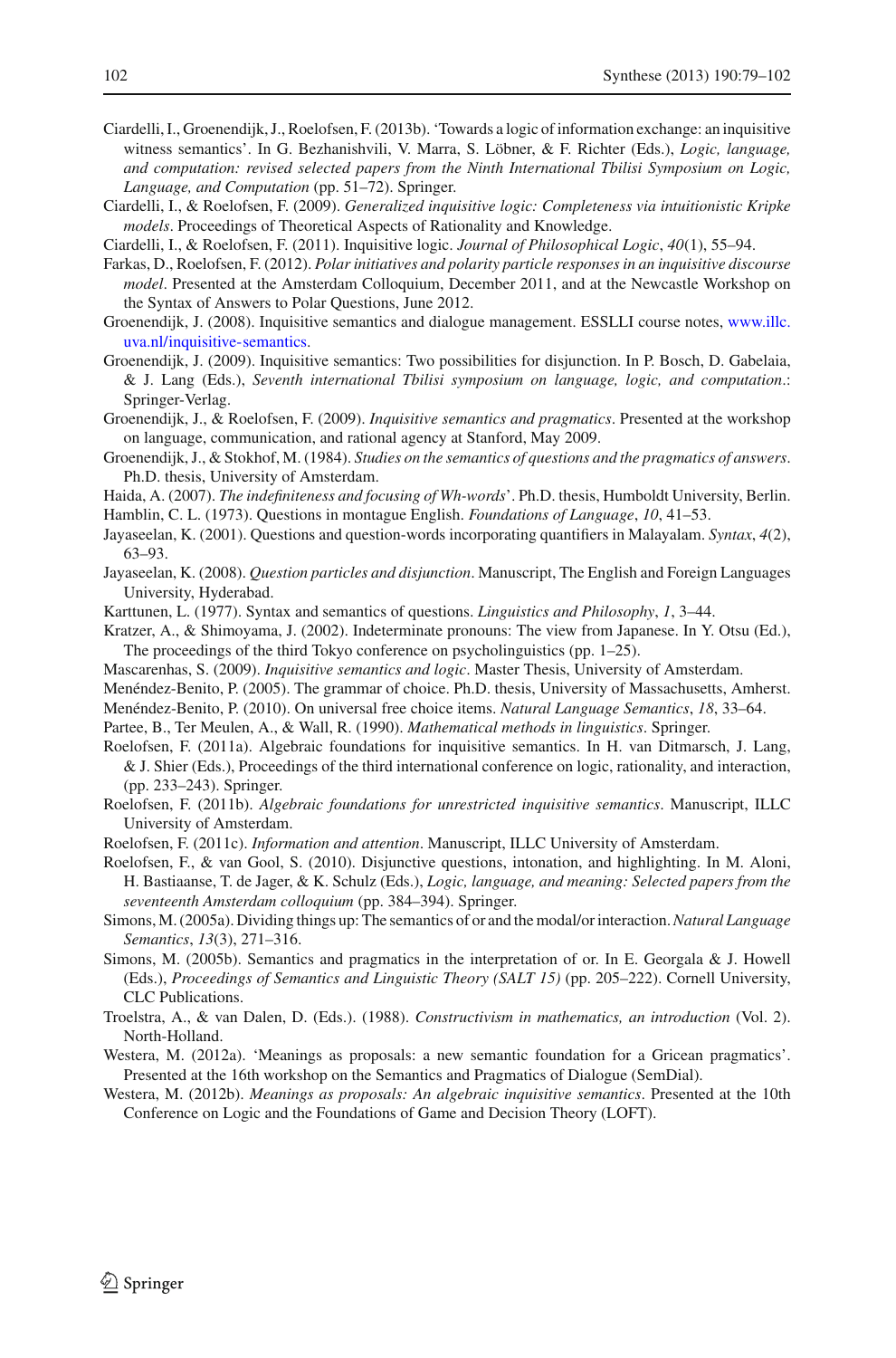Ciardelli, I., Groenendijk, J., Roelofsen, F. (2013b). 'Towards a logic of information exchange: an inquisitive witness semantics'. In G. Bezhanishvili, V. Marra, S. Löbner, & F. Richter (Eds.), *Logic, language, and computation: revised selected papers from the Ninth International Tbilisi Symposium on Logic, Language, and Computation* (pp. 51–72). Springer.

Ciardelli, I., & Roelofsen, F. (2009). *Generalized inquisitive logic: Completeness via intuitionistic Kripke models*. Proceedings of Theoretical Aspects of Rationality and Knowledge.

Ciardelli, I., & Roelofsen, F. (2011). Inquisitive logic. *Journal of Philosophical Logic*, *40*(1), 55–94.

Farkas, D., Roelofsen, F. (2012). *Polar initiatives and polarity particle responses in an inquisitive discourse model*. Presented at the Amsterdam Colloquium, December 2011, and at the Newcastle Workshop on the Syntax of Answers to Polar Questions, June 2012.

Groenendijk, J. (2008). Inquisitive semantics and dialogue management. ESSLLI course notes, www.illc.uva.nl/inquisitive-semantics.

Groenendijk, J. (2009). Inquisitive semantics: Two possibilities for disjunction. In P. Bosch, D. Gabelaia, & J. Lang (Eds.), *Seventh international Tbilisi symposium on language, logic, and computation*.: Springer-Verlag.

Groenendijk, J., & Roelofsen, F. (2009). *Inquisitive semantics and pragmatics*. Presented at the workshop on language, communication, and rational agency at Stanford, May 2009.

Groenendijk, J., & Stokhof, M. (1984). *Studies on the semantics of questions and the pragmatics of answers*. Ph.D. thesis, University of Amsterdam.

Haida, A. (2007). *The indefiniteness and focusing of Wh-words*'. Ph.D. thesis, Humboldt University, Berlin.

Hamblin, C. L. (1973). Questions in montague English. *Foundations of Language*, *10*, 41–53.

Jayaseelan, K. (2001). Questions and question-words incorporating quantifiers in Malayalam. *Syntax*, *4*(2), 63–93.

Jayaseelan, K. (2008). *Question particles and disjunction*. Manuscript, The English and Foreign Languages University, Hyderabad.

Karttunen, L. (1977). Syntax and semantics of questions. *Linguistics and Philosophy*, *1*, 3–44.

Kratzer, A., & Shimoyama, J. (2002). Indeterminate pronouns: The view from Japanese. In Y. Otsu (Ed.), The proceedings of the third Tokyo conference on psycholinguistics (pp. 1–25).

Mascarenhas, S. (2009). *Inquisitive semantics and logic*. Master Thesis, University of Amsterdam.

Menéndez-Benito, P. (2005). The grammar of choice. Ph.D. thesis, University of Massachusetts, Amherst.

Menéndez-Benito, P. (2010). On universal free choice items. *Natural Language Semantics*, *18*, 33–64.

Partee, B., Ter Meulen, A., & Wall, R. (1990). *Mathematical methods in linguistics*. Springer.

Roelofsen, F. (2011a). Algebraic foundations for inquisitive semantics. In H. van Ditmarsch, J. Lang, & J. Shier (Eds.), Proceedings of the third international conference on logic, rationality, and interaction, (pp. 233–243). Springer.

Roelofsen, F. (2011b). *Algebraic foundations for unrestricted inquisitive semantics*. Manuscript, ILLC University of Amsterdam.

Roelofsen, F. (2011c). *Information and attention*. Manuscript, ILLC University of Amsterdam.

Roelofsen, F., & van Gool, S. (2010). Disjunctive questions, intonation, and highlighting. In M. Aloni, H. Bastiaanse, T. de Jager, & K. Schulz (Eds.), *Logic, language, and meaning: Selected papers from the seventeenth Amsterdam colloquium* (pp. 384–394). Springer.

Simons, M. (2005a). Dividing things up: The semantics of or and the modal/or interaction. *Natural Language Semantics*, *13*(3), 271–316.

Simons, M. (2005b). Semantics and pragmatics in the interpretation of or. In E. Georgala & J. Howell (Eds.), *Proceedings of Semantics and Linguistic Theory (SALT 15)* (pp. 205–222). Cornell University, CLC Publications.

Troelstra, A., & van Dalen, D. (Eds.). (1988). *Constructivism in mathematics, an introduction* (Vol. 2). North-Holland.

Westera, M. (2012a). 'Meanings as proposals: a new semantic foundation for a Gricean pragmatics'. Presented at the 16th workshop on the Semantics and Pragmatics of Dialogue (SemDial).

Westera, M. (2012b). *Meanings as proposals: An algebraic inquisitive semantics*. Presented at the 10th Conference on Logic and the Foundations of Game and Decision Theory (LOFT).